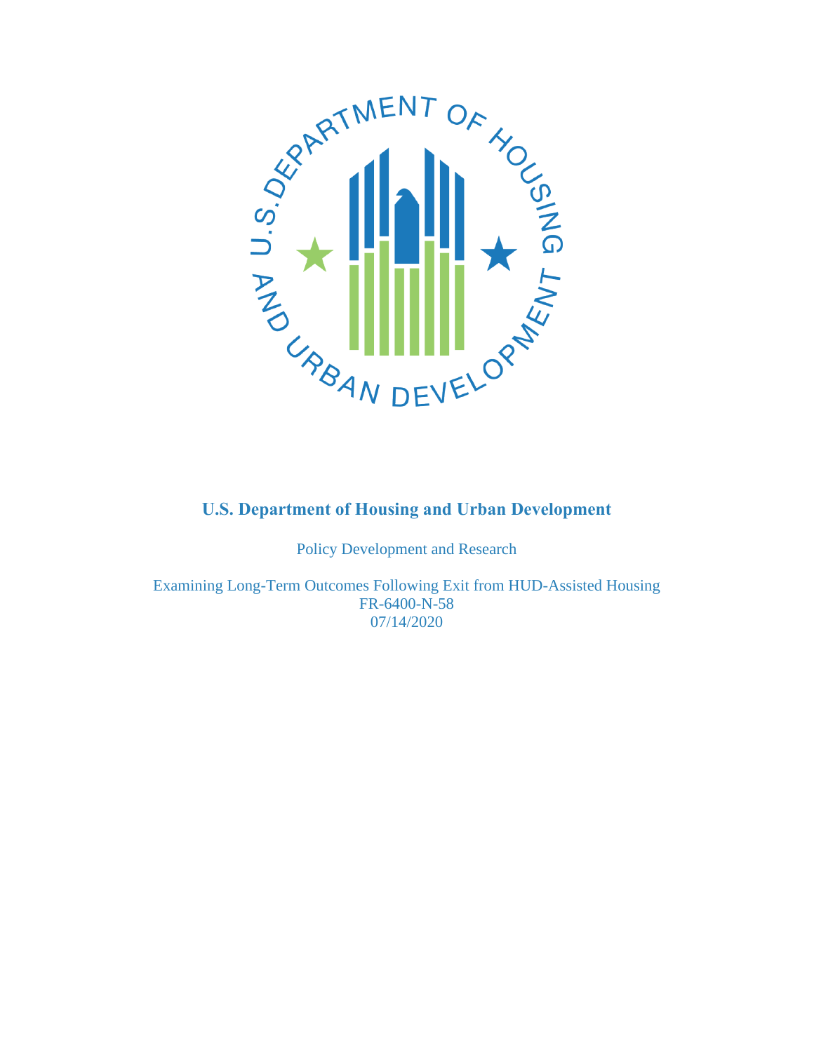# U.S. Department of Housing and Urban Development

Policy Development and Research

Examining Long-Term Outcomes Following Exit from HUD-Assisted Housing
FR-6400-N-58
07/14/2020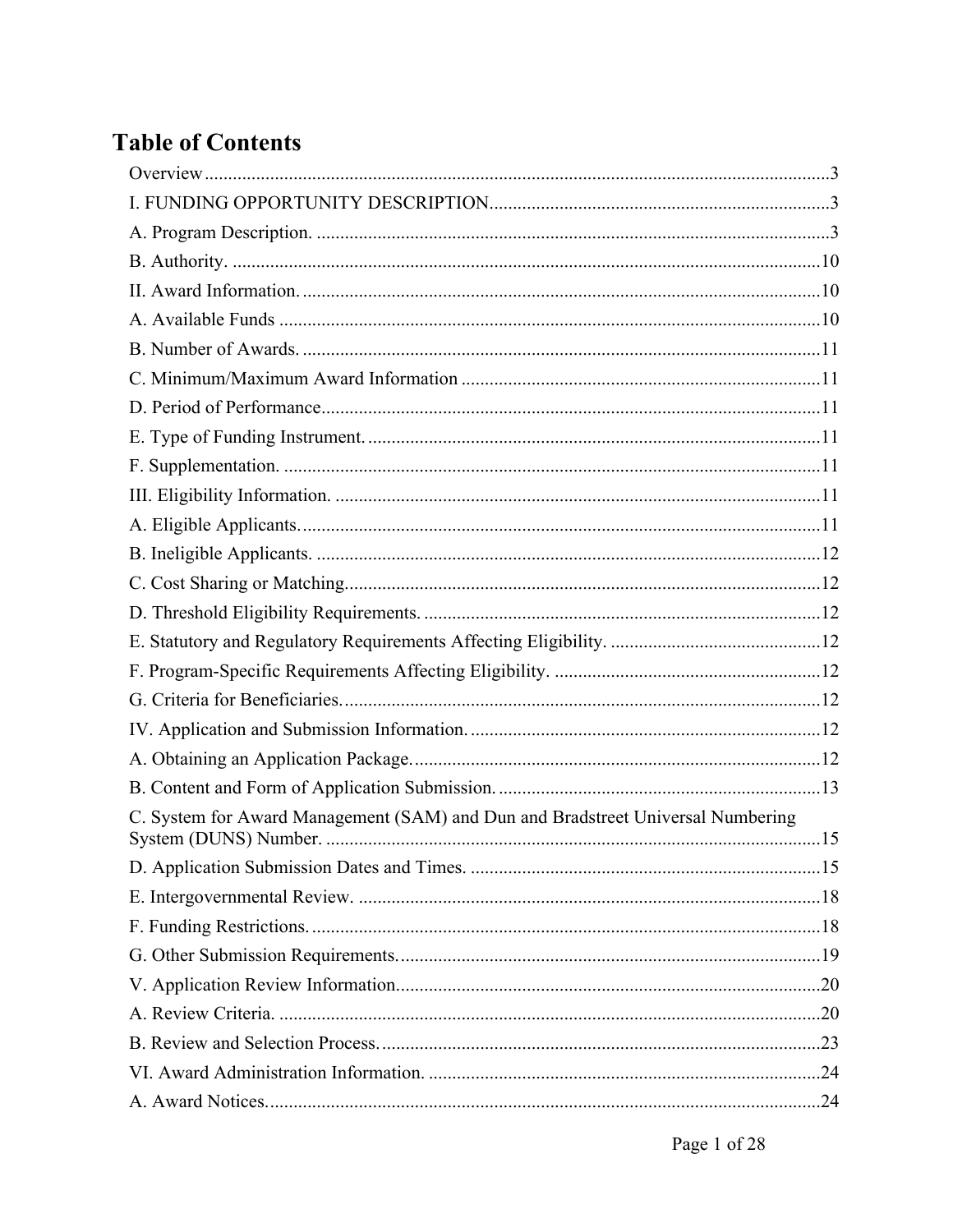# Table of Contents

Overview......3

I. FUNDING OPPORTUNITY DESCRIPTION......3

A. Program Description. ......3

B. Authority. ......10

II. Award Information. ......10

A. Available Funds ......10

B. Number of Awards. ......11

C. Minimum/Maximum Award Information ......11

D. Period of Performance......11

E. Type of Funding Instrument. ......11

F. Supplementation. ......11

III. Eligibility Information. ......11

A. Eligible Applicants. ......11

B. Ineligible Applicants. ......12

C. Cost Sharing or Matching......12

D. Threshold Eligibility Requirements. ......12

E. Statutory and Regulatory Requirements Affecting Eligibility. ......12

F. Program-Specific Requirements Affecting Eligibility. ......12

G. Criteria for Beneficiaries. ......12

IV. Application and Submission Information. ......12

A. Obtaining an Application Package. ......12

B. Content and Form of Application Submission. ......13

C. System for Award Management (SAM) and Dun and Bradstreet Universal Numbering System (DUNS) Number. ......15

D. Application Submission Dates and Times. ......15

E. Intergovernmental Review. ......18

F. Funding Restrictions. ......18

G. Other Submission Requirements. ......19

V. Application Review Information......20

A. Review Criteria. ......20

B. Review and Selection Process. ......23

VI. Award Administration Information. ......24

A. Award Notices. ......24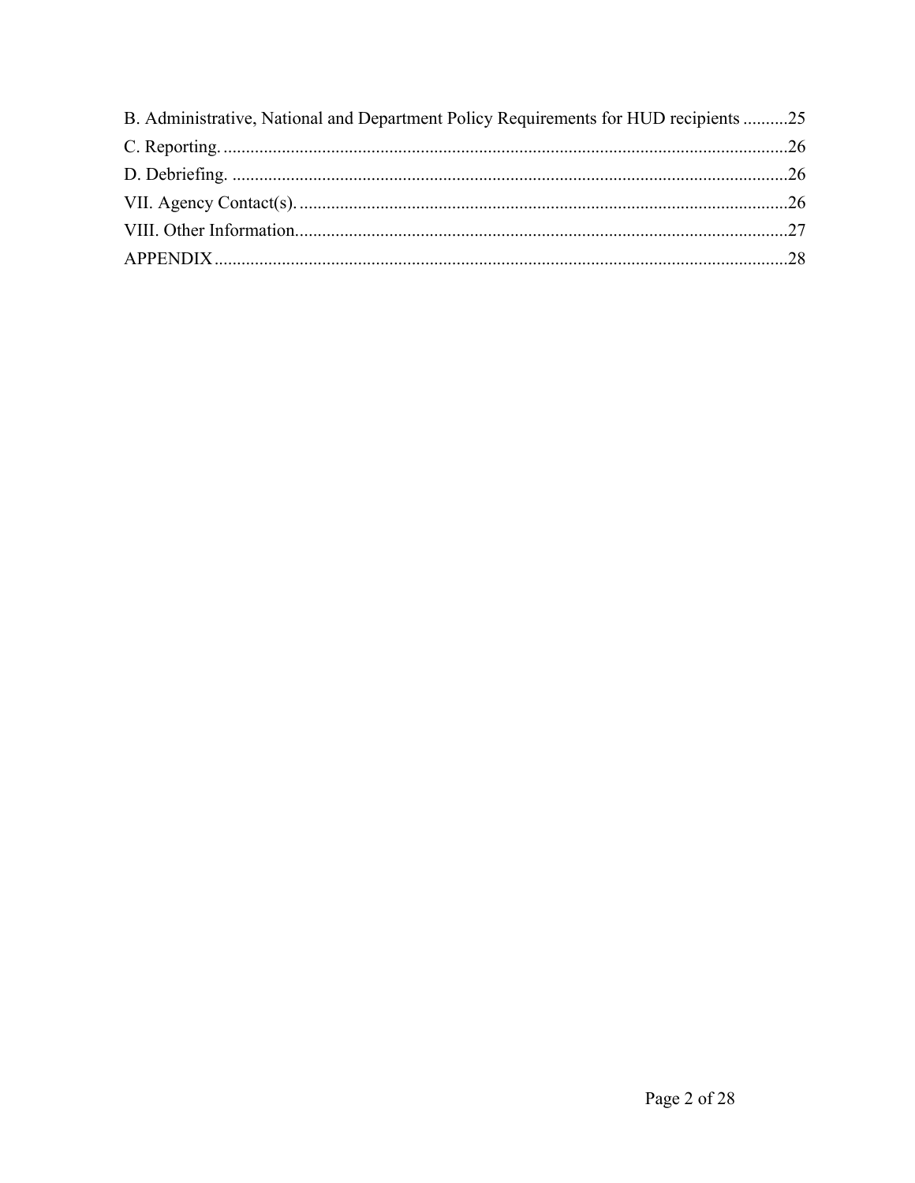B. Administrative, National and Department Policy Requirements for HUD recipients ..........25

C. Reporting. ..........26

D. Debriefing. ..........26

VII. Agency Contact(s). ..........26

VIII. Other Information. ..........27

APPENDIX ..........28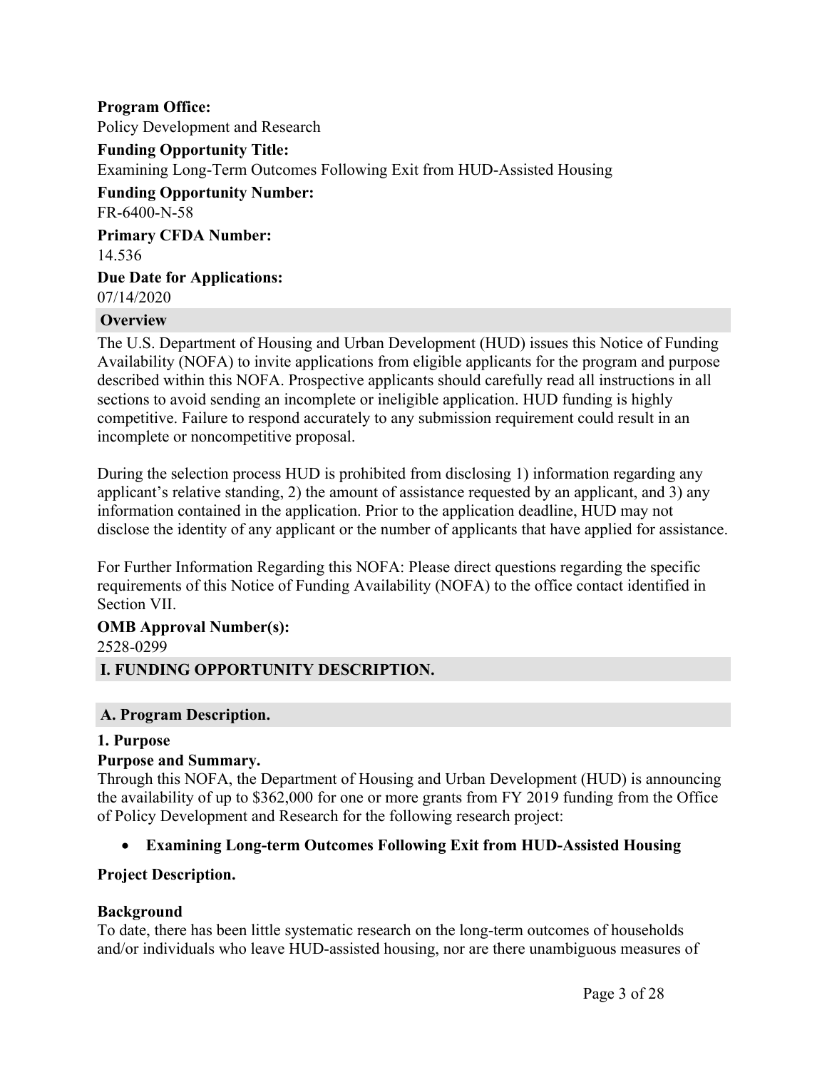**Program Office:**

Policy Development and Research

**Funding Opportunity Title:**

Examining Long-Term Outcomes Following Exit from HUD-Assisted Housing

**Funding Opportunity Number:**

FR-6400-N-58

**Primary CFDA Number:**

14.536

**Due Date for Applications:**

07/14/2020

## Overview

The U.S. Department of Housing and Urban Development (HUD) issues this Notice of Funding Availability (NOFA) to invite applications from eligible applicants for the program and purpose described within this NOFA. Prospective applicants should carefully read all instructions in all sections to avoid sending an incomplete or ineligible application. HUD funding is highly competitive. Failure to respond accurately to any submission requirement could result in an incomplete or noncompetitive proposal.

During the selection process HUD is prohibited from disclosing 1) information regarding any applicant's relative standing, 2) the amount of assistance requested by an applicant, and 3) any information contained in the application. Prior to the application deadline, HUD may not disclose the identity of any applicant or the number of applicants that have applied for assistance.

For Further Information Regarding this NOFA: Please direct questions regarding the specific requirements of this Notice of Funding Availability (NOFA) to the office contact identified in Section VII.

**OMB Approval Number(s):**

2528-0299

## I. FUNDING OPPORTUNITY DESCRIPTION.

### A. Program Description.

**1. Purpose**

**Purpose and Summary.**

Through this NOFA, the Department of Housing and Urban Development (HUD) is announcing the availability of up to $362,000 for one or more grants from FY 2019 funding from the Office of Policy Development and Research for the following research project:

- **Examining Long-term Outcomes Following Exit from HUD-Assisted Housing**

**Project Description.**

**Background**

To date, there has been little systematic research on the long-term outcomes of households and/or individuals who leave HUD-assisted housing, nor are there unambiguous measures of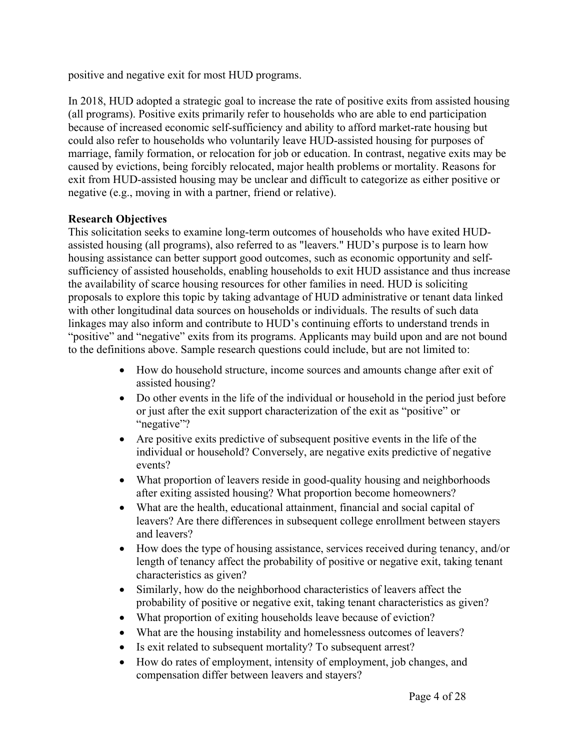positive and negative exit for most HUD programs.

In 2018, HUD adopted a strategic goal to increase the rate of positive exits from assisted housing (all programs). Positive exits primarily refer to households who are able to end participation because of increased economic self-sufficiency and ability to afford market-rate housing but could also refer to households who voluntarily leave HUD-assisted housing for purposes of marriage, family formation, or relocation for job or education. In contrast, negative exits may be caused by evictions, being forcibly relocated, major health problems or mortality. Reasons for exit from HUD-assisted housing may be unclear and difficult to categorize as either positive or negative (e.g., moving in with a partner, friend or relative).

**Research Objectives**

This solicitation seeks to examine long-term outcomes of households who have exited HUD-assisted housing (all programs), also referred to as "leavers." HUD's purpose is to learn how housing assistance can better support good outcomes, such as economic opportunity and self-sufficiency of assisted households, enabling households to exit HUD assistance and thus increase the availability of scarce housing resources for other families in need. HUD is soliciting proposals to explore this topic by taking advantage of HUD administrative or tenant data linked with other longitudinal data sources on households or individuals. The results of such data linkages may also inform and contribute to HUD's continuing efforts to understand trends in "positive" and "negative" exits from its programs. Applicants may build upon and are not bound to the definitions above. Sample research questions could include, but are not limited to:

- How do household structure, income sources and amounts change after exit of assisted housing?
- Do other events in the life of the individual or household in the period just before or just after the exit support characterization of the exit as "positive" or "negative"?
- Are positive exits predictive of subsequent positive events in the life of the individual or household? Conversely, are negative exits predictive of negative events?
- What proportion of leavers reside in good-quality housing and neighborhoods after exiting assisted housing? What proportion become homeowners?
- What are the health, educational attainment, financial and social capital of leavers? Are there differences in subsequent college enrollment between stayers and leavers?
- How does the type of housing assistance, services received during tenancy, and/or length of tenancy affect the probability of positive or negative exit, taking tenant characteristics as given?
- Similarly, how do the neighborhood characteristics of leavers affect the probability of positive or negative exit, taking tenant characteristics as given?
- What proportion of exiting households leave because of eviction?
- What are the housing instability and homelessness outcomes of leavers?
- Is exit related to subsequent mortality? To subsequent arrest?
- How do rates of employment, intensity of employment, job changes, and compensation differ between leavers and stayers?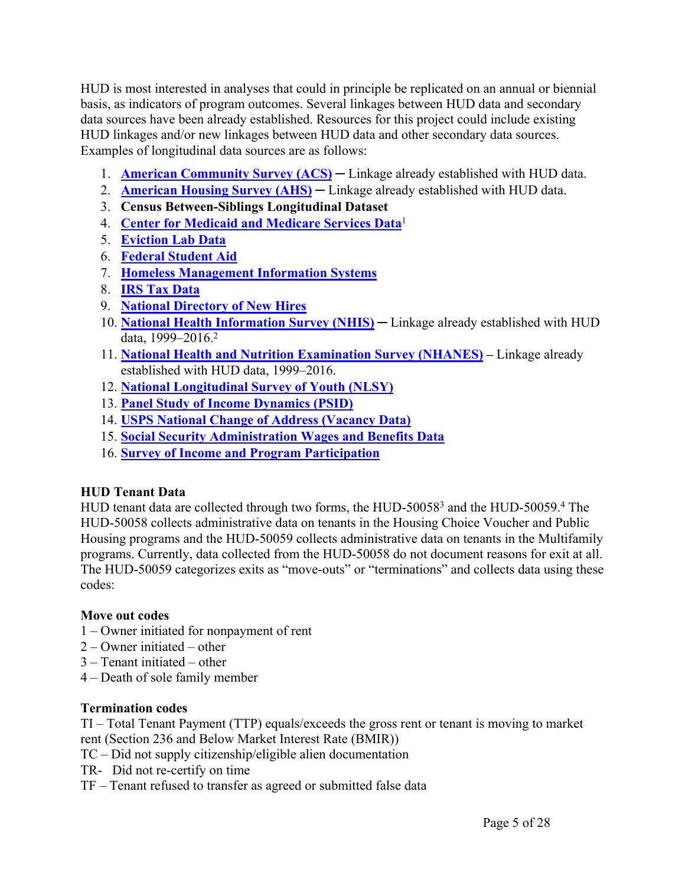HUD is most interested in analyses that could in principle be replicated on an annual or biennial basis, as indicators of program outcomes. Several linkages between HUD data and secondary data sources have been already established. Resources for this project could include existing HUD linkages and/or new linkages between HUD data and other secondary data sources. Examples of longitudinal data sources are as follows:

1. **American Community Survey (ACS)** ─ Linkage already established with HUD data.
2. **American Housing Survey (AHS)** ─ Linkage already established with HUD data.
3. **Census Between-Siblings Longitudinal Dataset**
4. **Center for Medicaid and Medicare Services Data**[1]
5. **Eviction Lab Data**
6. **Federal Student Aid**
7. **Homeless Management Information Systems**
8. **IRS Tax Data**
9. **National Directory of New Hires**
10. **National Health Information Survey (NHIS)** ─ Linkage already established with HUD data, 1999–2016.[2]
11. **National Health and Nutrition Examination Survey (NHANES)** – Linkage already established with HUD data, 1999–2016.
12. **National Longitudinal Survey of Youth (NLSY)**
13. **Panel Study of Income Dynamics (PSID)**
14. **USPS National Change of Address (Vacancy Data)**
15. **Social Security Administration Wages and Benefits Data**
16. **Survey of Income and Program Participation**

**HUD Tenant Data**

HUD tenant data are collected through two forms, the HUD-50058[3] and the HUD-50059.[4] The HUD-50058 collects administrative data on tenants in the Housing Choice Voucher and Public Housing programs and the HUD-50059 collects administrative data on tenants in the Multifamily programs. Currently, data collected from the HUD-50058 do not document reasons for exit at all. The HUD-50059 categorizes exits as "move-outs" or "terminations" and collects data using these codes:

**Move out codes**

1 – Owner initiated for nonpayment of rent
2 – Owner initiated – other
3 – Tenant initiated – other
4 – Death of sole family member

**Termination codes**

TI – Total Tenant Payment (TTP) equals/exceeds the gross rent or tenant is moving to market rent (Section 236 and Below Market Interest Rate (BMIR))
TC – Did not supply citizenship/eligible alien documentation
TR- Did not re-certify on time
TF – Tenant refused to transfer as agreed or submitted false data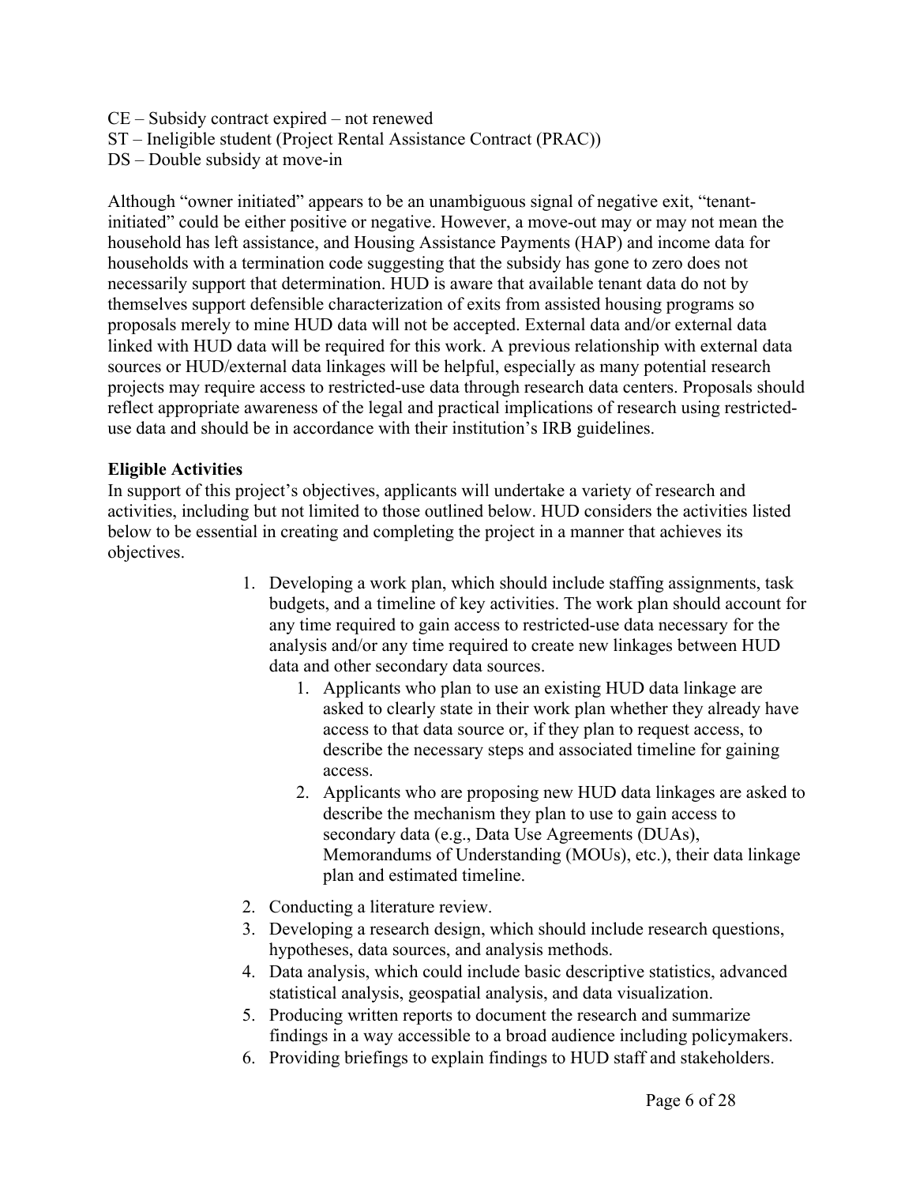CE – Subsidy contract expired – not renewed
ST – Ineligible student (Project Rental Assistance Contract (PRAC))
DS – Double subsidy at move-in

Although "owner initiated" appears to be an unambiguous signal of negative exit, "tenant-initiated" could be either positive or negative. However, a move-out may or may not mean the household has left assistance, and Housing Assistance Payments (HAP) and income data for households with a termination code suggesting that the subsidy has gone to zero does not necessarily support that determination. HUD is aware that available tenant data do not by themselves support defensible characterization of exits from assisted housing programs so proposals merely to mine HUD data will not be accepted. External data and/or external data linked with HUD data will be required for this work. A previous relationship with external data sources or HUD/external data linkages will be helpful, especially as many potential research projects may require access to restricted-use data through research data centers. Proposals should reflect appropriate awareness of the legal and practical implications of research using restricted-use data and should be in accordance with their institution's IRB guidelines.

**Eligible Activities**

In support of this project's objectives, applicants will undertake a variety of research and activities, including but not limited to those outlined below. HUD considers the activities listed below to be essential in creating and completing the project in a manner that achieves its objectives.

1. Developing a work plan, which should include staffing assignments, task budgets, and a timeline of key activities. The work plan should account for any time required to gain access to restricted-use data necessary for the analysis and/or any time required to create new linkages between HUD data and other secondary data sources.
    1. Applicants who plan to use an existing HUD data linkage are asked to clearly state in their work plan whether they already have access to that data source or, if they plan to request access, to describe the necessary steps and associated timeline for gaining access.
    2. Applicants who are proposing new HUD data linkages are asked to describe the mechanism they plan to use to gain access to secondary data (e.g., Data Use Agreements (DUAs), Memorandums of Understanding (MOUs), etc.), their data linkage plan and estimated timeline.
2. Conducting a literature review.
3. Developing a research design, which should include research questions, hypotheses, data sources, and analysis methods.
4. Data analysis, which could include basic descriptive statistics, advanced statistical analysis, geospatial analysis, and data visualization.
5. Producing written reports to document the research and summarize findings in a way accessible to a broad audience including policymakers.
6. Providing briefings to explain findings to HUD staff and stakeholders.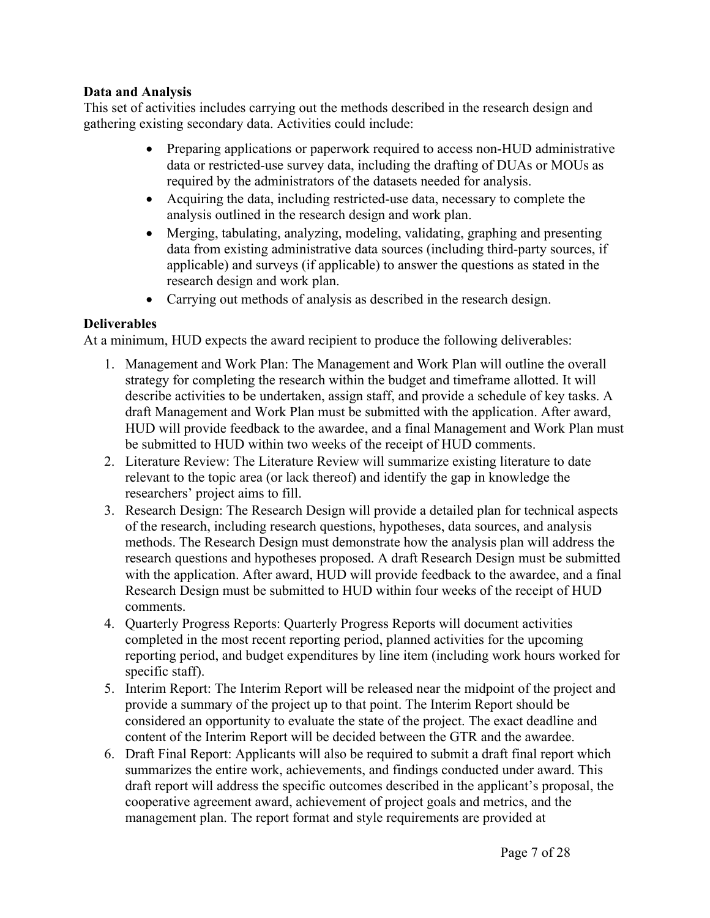**Data and Analysis**

This set of activities includes carrying out the methods described in the research design and gathering existing secondary data. Activities could include:

- Preparing applications or paperwork required to access non-HUD administrative data or restricted-use survey data, including the drafting of DUAs or MOUs as required by the administrators of the datasets needed for analysis.
- Acquiring the data, including restricted-use data, necessary to complete the analysis outlined in the research design and work plan.
- Merging, tabulating, analyzing, modeling, validating, graphing and presenting data from existing administrative data sources (including third-party sources, if applicable) and surveys (if applicable) to answer the questions as stated in the research design and work plan.
- Carrying out methods of analysis as described in the research design.

**Deliverables**

At a minimum, HUD expects the award recipient to produce the following deliverables:

1. Management and Work Plan: The Management and Work Plan will outline the overall strategy for completing the research within the budget and timeframe allotted. It will describe activities to be undertaken, assign staff, and provide a schedule of key tasks. A draft Management and Work Plan must be submitted with the application. After award, HUD will provide feedback to the awardee, and a final Management and Work Plan must be submitted to HUD within two weeks of the receipt of HUD comments.
2. Literature Review: The Literature Review will summarize existing literature to date relevant to the topic area (or lack thereof) and identify the gap in knowledge the researchers' project aims to fill.
3. Research Design: The Research Design will provide a detailed plan for technical aspects of the research, including research questions, hypotheses, data sources, and analysis methods. The Research Design must demonstrate how the analysis plan will address the research questions and hypotheses proposed. A draft Research Design must be submitted with the application. After award, HUD will provide feedback to the awardee, and a final Research Design must be submitted to HUD within four weeks of the receipt of HUD comments.
4. Quarterly Progress Reports: Quarterly Progress Reports will document activities completed in the most recent reporting period, planned activities for the upcoming reporting period, and budget expenditures by line item (including work hours worked for specific staff).
5. Interim Report: The Interim Report will be released near the midpoint of the project and provide a summary of the project up to that point. The Interim Report should be considered an opportunity to evaluate the state of the project. The exact deadline and content of the Interim Report will be decided between the GTR and the awardee.
6. Draft Final Report: Applicants will also be required to submit a draft final report which summarizes the entire work, achievements, and findings conducted under award. This draft report will address the specific outcomes described in the applicant's proposal, the cooperative agreement award, achievement of project goals and metrics, and the management plan. The report format and style requirements are provided at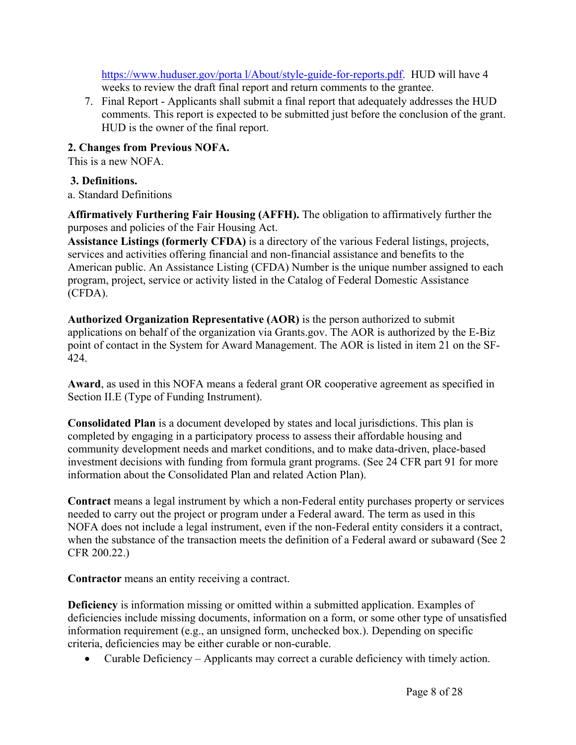https://www.huduser.gov/porta l/About/style-guide-for-reports.pdf. HUD will have 4 weeks to review the draft final report and return comments to the grantee.

7. Final Report - Applicants shall submit a final report that adequately addresses the HUD comments. This report is expected to be submitted just before the conclusion of the grant. HUD is the owner of the final report.

**2. Changes from Previous NOFA.**

This is a new NOFA.

**3. Definitions.**

a. Standard Definitions

**Affirmatively Furthering Fair Housing (AFFH).** The obligation to affirmatively further the purposes and policies of the Fair Housing Act.

**Assistance Listings (formerly CFDA)** is a directory of the various Federal listings, projects, services and activities offering financial and non-financial assistance and benefits to the American public. An Assistance Listing (CFDA) Number is the unique number assigned to each program, project, service or activity listed in the Catalog of Federal Domestic Assistance (CFDA).

**Authorized Organization Representative (AOR)** is the person authorized to submit applications on behalf of the organization via Grants.gov. The AOR is authorized by the E-Biz point of contact in the System for Award Management. The AOR is listed in item 21 on the SF-424.

**Award**, as used in this NOFA means a federal grant OR cooperative agreement as specified in Section II.E (Type of Funding Instrument).

**Consolidated Plan** is a document developed by states and local jurisdictions. This plan is completed by engaging in a participatory process to assess their affordable housing and community development needs and market conditions, and to make data-driven, place-based investment decisions with funding from formula grant programs. (See 24 CFR part 91 for more information about the Consolidated Plan and related Action Plan).

**Contract** means a legal instrument by which a non-Federal entity purchases property or services needed to carry out the project or program under a Federal award. The term as used in this NOFA does not include a legal instrument, even if the non-Federal entity considers it a contract, when the substance of the transaction meets the definition of a Federal award or subaward (See 2 CFR 200.22.)

**Contractor** means an entity receiving a contract.

**Deficiency** is information missing or omitted within a submitted application. Examples of deficiencies include missing documents, information on a form, or some other type of unsatisfied information requirement (e.g., an unsigned form, unchecked box.). Depending on specific criteria, deficiencies may be either curable or non-curable.

- Curable Deficiency – Applicants may correct a curable deficiency with timely action.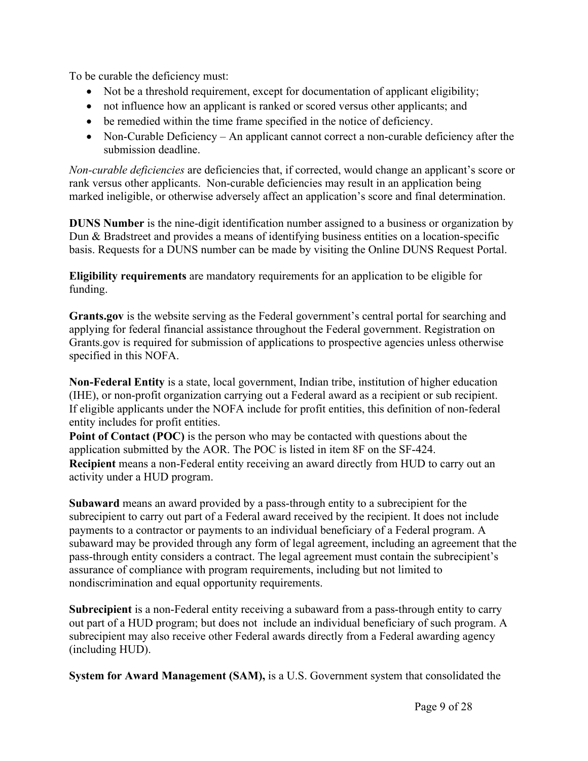To be curable the deficiency must:

- Not be a threshold requirement, except for documentation of applicant eligibility;
- not influence how an applicant is ranked or scored versus other applicants; and
- be remedied within the time frame specified in the notice of deficiency.
- Non-Curable Deficiency – An applicant cannot correct a non-curable deficiency after the submission deadline.

*Non-curable deficiencies* are deficiencies that, if corrected, would change an applicant's score or rank versus other applicants. Non-curable deficiencies may result in an application being marked ineligible, or otherwise adversely affect an application's score and final determination.

**DUNS Number** is the nine-digit identification number assigned to a business or organization by Dun & Bradstreet and provides a means of identifying business entities on a location-specific basis. Requests for a DUNS number can be made by visiting the Online DUNS Request Portal.

**Eligibility requirements** are mandatory requirements for an application to be eligible for funding.

**Grants.gov** is the website serving as the Federal government's central portal for searching and applying for federal financial assistance throughout the Federal government. Registration on Grants.gov is required for submission of applications to prospective agencies unless otherwise specified in this NOFA.

**Non-Federal Entity** is a state, local government, Indian tribe, institution of higher education (IHE), or non-profit organization carrying out a Federal award as a recipient or sub recipient. If eligible applicants under the NOFA include for profit entities, this definition of non-federal entity includes for profit entities.

**Point of Contact (POC)** is the person who may be contacted with questions about the application submitted by the AOR. The POC is listed in item 8F on the SF-424.

**Recipient** means a non-Federal entity receiving an award directly from HUD to carry out an activity under a HUD program.

**Subaward** means an award provided by a pass-through entity to a subrecipient for the subrecipient to carry out part of a Federal award received by the recipient. It does not include payments to a contractor or payments to an individual beneficiary of a Federal program. A subaward may be provided through any form of legal agreement, including an agreement that the pass-through entity considers a contract. The legal agreement must contain the subrecipient's assurance of compliance with program requirements, including but not limited to nondiscrimination and equal opportunity requirements.

**Subrecipient** is a non-Federal entity receiving a subaward from a pass-through entity to carry out part of a HUD program; but does not include an individual beneficiary of such program. A subrecipient may also receive other Federal awards directly from a Federal awarding agency (including HUD).

**System for Award Management (SAM),** is a U.S. Government system that consolidated the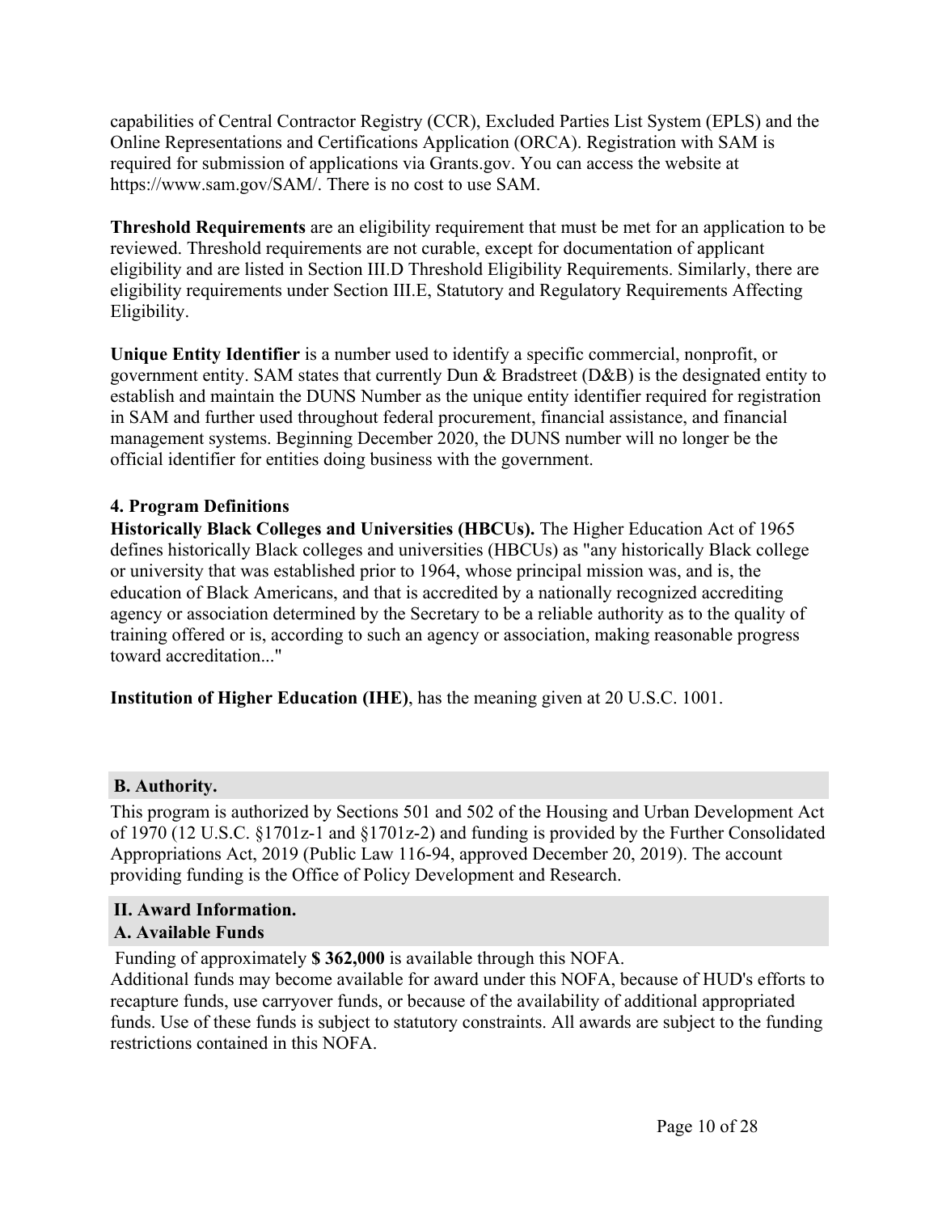capabilities of Central Contractor Registry (CCR), Excluded Parties List System (EPLS) and the Online Representations and Certifications Application (ORCA). Registration with SAM is required for submission of applications via Grants.gov. You can access the website at https://www.sam.gov/SAM/. There is no cost to use SAM.

**Threshold Requirements** are an eligibility requirement that must be met for an application to be reviewed. Threshold requirements are not curable, except for documentation of applicant eligibility and are listed in Section III.D Threshold Eligibility Requirements. Similarly, there are eligibility requirements under Section III.E, Statutory and Regulatory Requirements Affecting Eligibility.

**Unique Entity Identifier** is a number used to identify a specific commercial, nonprofit, or government entity. SAM states that currently Dun & Bradstreet (D&B) is the designated entity to establish and maintain the DUNS Number as the unique entity identifier required for registration in SAM and further used throughout federal procurement, financial assistance, and financial management systems. Beginning December 2020, the DUNS number will no longer be the official identifier for entities doing business with the government.

**4. Program Definitions**

**Historically Black Colleges and Universities (HBCUs).** The Higher Education Act of 1965 defines historically Black colleges and universities (HBCUs) as "any historically Black college or university that was established prior to 1964, whose principal mission was, and is, the education of Black Americans, and that is accredited by a nationally recognized accrediting agency or association determined by the Secretary to be a reliable authority as to the quality of training offered or is, according to such an agency or association, making reasonable progress toward accreditation..."

**Institution of Higher Education (IHE)**, has the meaning given at 20 U.S.C. 1001.

## B. Authority.

This program is authorized by Sections 501 and 502 of the Housing and Urban Development Act of 1970 (12 U.S.C. §1701z-1 and §1701z-2) and funding is provided by the Further Consolidated Appropriations Act, 2019 (Public Law 116-94, approved December 20, 2019). The account providing funding is the Office of Policy Development and Research.

## II. Award Information.

## A. Available Funds

Funding of approximately **$ 362,000** is available through this NOFA.

Additional funds may become available for award under this NOFA, because of HUD's efforts to recapture funds, use carryover funds, or because of the availability of additional appropriated funds. Use of these funds is subject to statutory constraints. All awards are subject to the funding restrictions contained in this NOFA.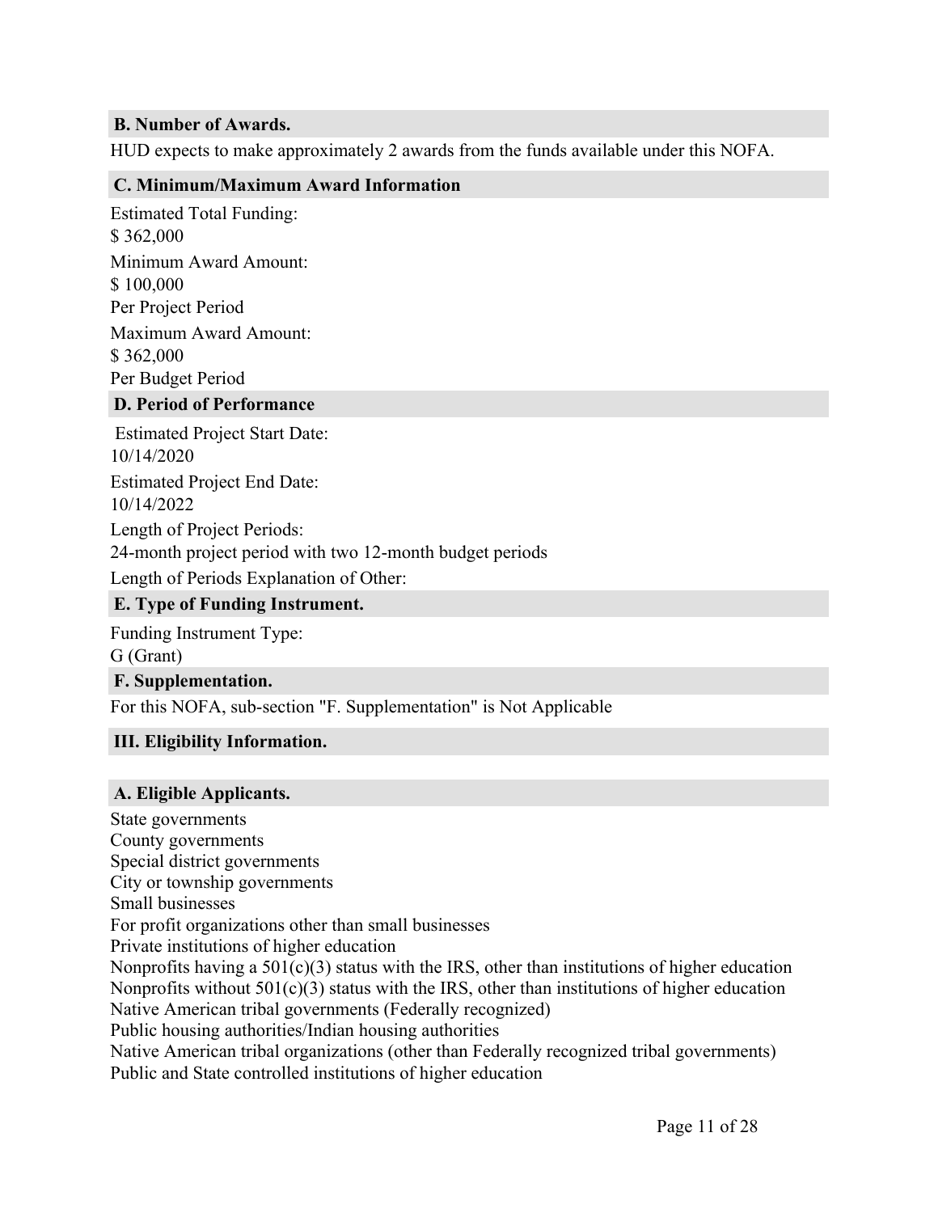### B. Number of Awards.

HUD expects to make approximately 2 awards from the funds available under this NOFA.

### C. Minimum/Maximum Award Information

Estimated Total Funding:
$ 362,000

Minimum Award Amount:
$ 100,000
Per Project Period

Maximum Award Amount:
$ 362,000
Per Budget Period

### D. Period of Performance

Estimated Project Start Date:
10/14/2020

Estimated Project End Date:
10/14/2022

Length of Project Periods:
24-month project period with two 12-month budget periods

Length of Periods Explanation of Other:

### E. Type of Funding Instrument.

Funding Instrument Type:
G (Grant)

### F. Supplementation.

For this NOFA, sub-section "F. Supplementation" is Not Applicable

## III. Eligibility Information.

### A. Eligible Applicants.

State governments
County governments
Special district governments
City or township governments
Small businesses
For profit organizations other than small businesses
Private institutions of higher education
Nonprofits having a 501(c)(3) status with the IRS, other than institutions of higher education
Nonprofits without 501(c)(3) status with the IRS, other than institutions of higher education
Native American tribal governments (Federally recognized)
Public housing authorities/Indian housing authorities
Native American tribal organizations (other than Federally recognized tribal governments)
Public and State controlled institutions of higher education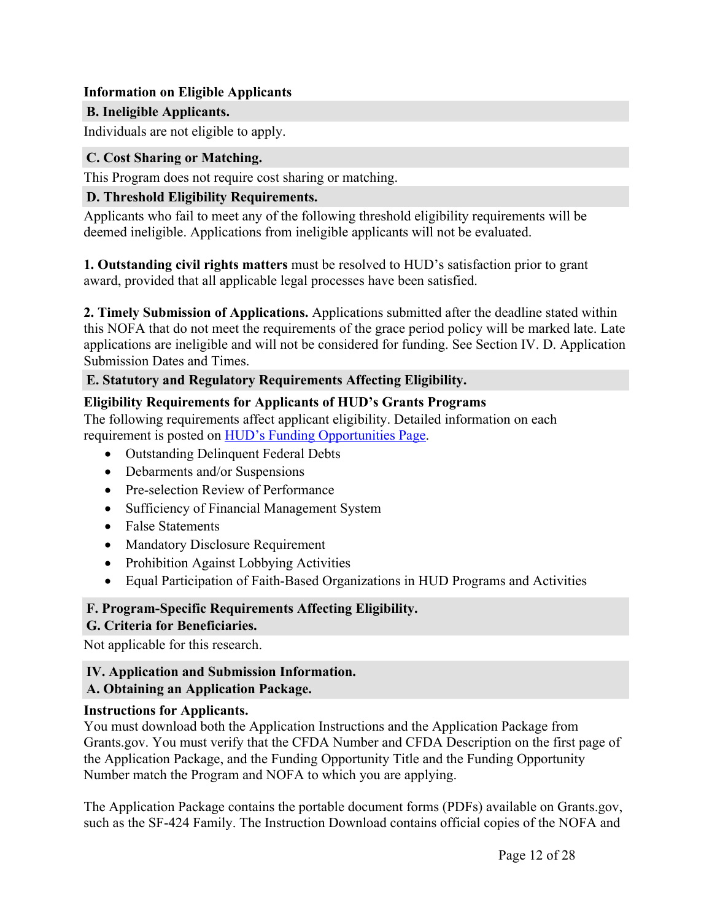**Information on Eligible Applicants**

### B. Ineligible Applicants.

Individuals are not eligible to apply.

### C. Cost Sharing or Matching.

This Program does not require cost sharing or matching.

### D. Threshold Eligibility Requirements.

Applicants who fail to meet any of the following threshold eligibility requirements will be deemed ineligible. Applications from ineligible applicants will not be evaluated.

**1. Outstanding civil rights matters** must be resolved to HUD's satisfaction prior to grant award, provided that all applicable legal processes have been satisfied.

**2. Timely Submission of Applications.** Applications submitted after the deadline stated within this NOFA that do not meet the requirements of the grace period policy will be marked late. Late applications are ineligible and will not be considered for funding. See Section IV. D. Application Submission Dates and Times.

### E. Statutory and Regulatory Requirements Affecting Eligibility.

**Eligibility Requirements for Applicants of HUD's Grants Programs**

The following requirements affect applicant eligibility. Detailed information on each requirement is posted on [HUD's Funding Opportunities Page](https://www.hud.gov).

- Outstanding Delinquent Federal Debts
- Debarments and/or Suspensions
- Pre-selection Review of Performance
- Sufficiency of Financial Management System
- False Statements
- Mandatory Disclosure Requirement
- Prohibition Against Lobbying Activities
- Equal Participation of Faith-Based Organizations in HUD Programs and Activities

### F. Program-Specific Requirements Affecting Eligibility.

### G. Criteria for Beneficiaries.

Not applicable for this research.

## IV. Application and Submission Information.

### A. Obtaining an Application Package.

**Instructions for Applicants.**

You must download both the Application Instructions and the Application Package from Grants.gov. You must verify that the CFDA Number and CFDA Description on the first page of the Application Package, and the Funding Opportunity Title and the Funding Opportunity Number match the Program and NOFA to which you are applying.

The Application Package contains the portable document forms (PDFs) available on Grants.gov, such as the SF-424 Family. The Instruction Download contains official copies of the NOFA and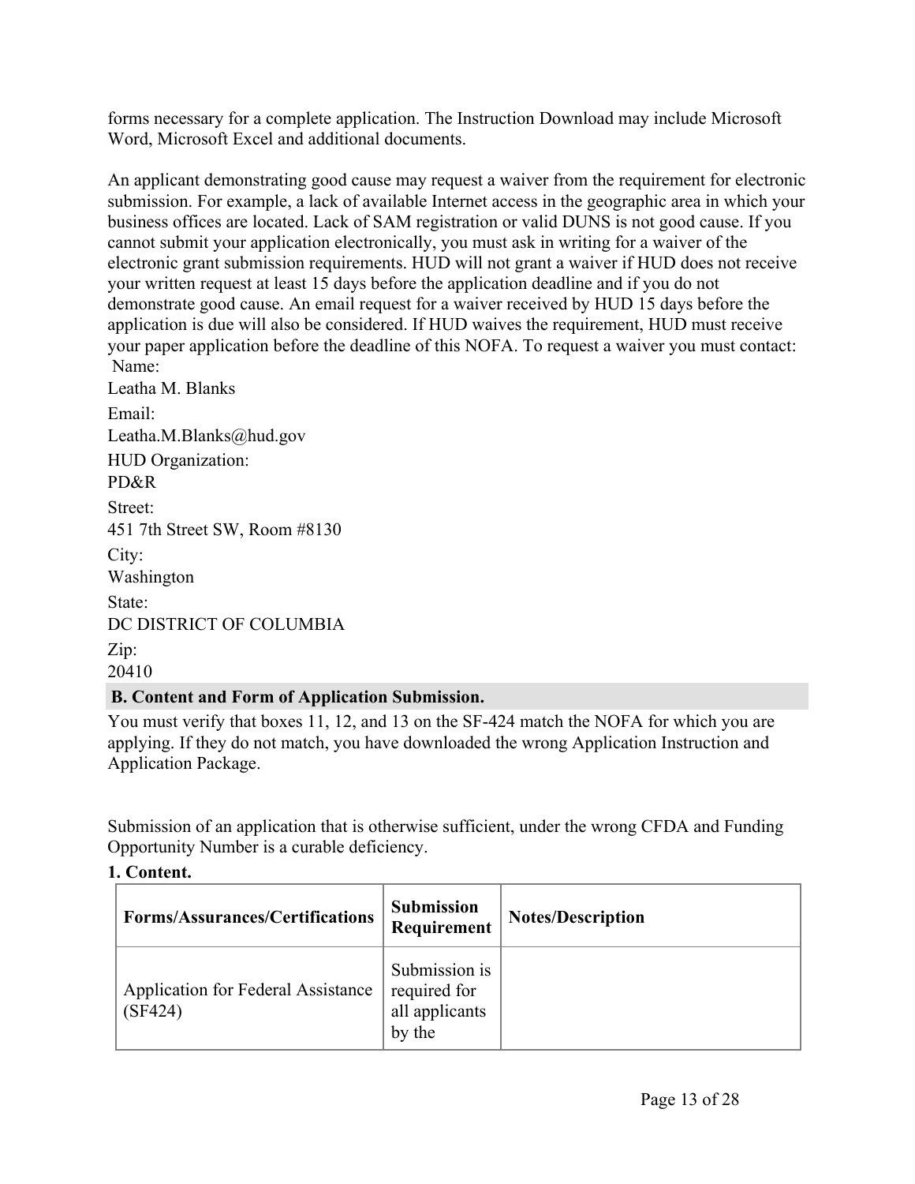forms necessary for a complete application. The Instruction Download may include Microsoft Word, Microsoft Excel and additional documents.

An applicant demonstrating good cause may request a waiver from the requirement for electronic submission. For example, a lack of available Internet access in the geographic area in which your business offices are located. Lack of SAM registration or valid DUNS is not good cause. If you cannot submit your application electronically, you must ask in writing for a waiver of the electronic grant submission requirements. HUD will not grant a waiver if HUD does not receive your written request at least 15 days before the application deadline and if you do not demonstrate good cause. An email request for a waiver received by HUD 15 days before the application is due will also be considered. If HUD waives the requirement, HUD must receive your paper application before the deadline of this NOFA. To request a waiver you must contact:

Name:
Leatha M. Blanks
Email:
Leatha.M.Blanks@hud.gov
HUD Organization:
PD&R
Street:
451 7th Street SW, Room #8130
City:
Washington
State:
DC DISTRICT OF COLUMBIA
Zip:
20410

### B. Content and Form of Application Submission.

You must verify that boxes 11, 12, and 13 on the SF-424 match the NOFA for which you are applying. If they do not match, you have downloaded the wrong Application Instruction and Application Package.

Submission of an application that is otherwise sufficient, under the wrong CFDA and Funding Opportunity Number is a curable deficiency.

**1. Content.**

| Forms/Assurances/Certifications | Submission Requirement | Notes/Description |
|---|---|---|
| Application for Federal Assistance (SF424) | Submission is required for all applicants by the | |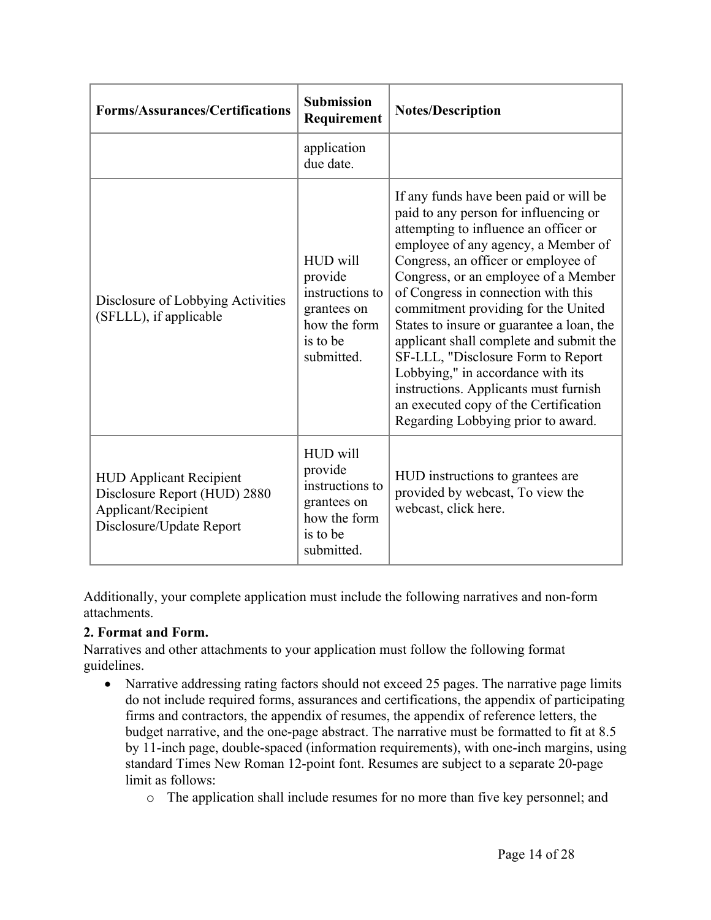| Forms/Assurances/Certifications | Submission Requirement | Notes/Description |
|---|---|---|
| | application due date. | |
| Disclosure of Lobbying Activities (SFLLL), if applicable | HUD will provide instructions to grantees on how the form is to be submitted. | If any funds have been paid or will be paid to any person for influencing or attempting to influence an officer or employee of any agency, a Member of Congress, an officer or employee of Congress, or an employee of a Member of Congress in connection with this commitment providing for the United States to insure or guarantee a loan, the applicant shall complete and submit the SF-LLL, "Disclosure Form to Report Lobbying," in accordance with its instructions. Applicants must furnish an executed copy of the Certification Regarding Lobbying prior to award. |
| HUD Applicant Recipient Disclosure Report (HUD) 2880 Applicant/Recipient Disclosure/Update Report | HUD will provide instructions to grantees on how the form is to be submitted. | HUD instructions to grantees are provided by webcast, To view the webcast, click here. |

Additionally, your complete application must include the following narratives and non-form attachments.

**2. Format and Form.**

Narratives and other attachments to your application must follow the following format guidelines.

- Narrative addressing rating factors should not exceed 25 pages. The narrative page limits do not include required forms, assurances and certifications, the appendix of participating firms and contractors, the appendix of resumes, the appendix of reference letters, the budget narrative, and the one-page abstract. The narrative must be formatted to fit at 8.5 by 11-inch page, double-spaced (information requirements), with one-inch margins, using standard Times New Roman 12-point font. Resumes are subject to a separate 20-page limit as follows:
    - The application shall include resumes for no more than five key personnel; and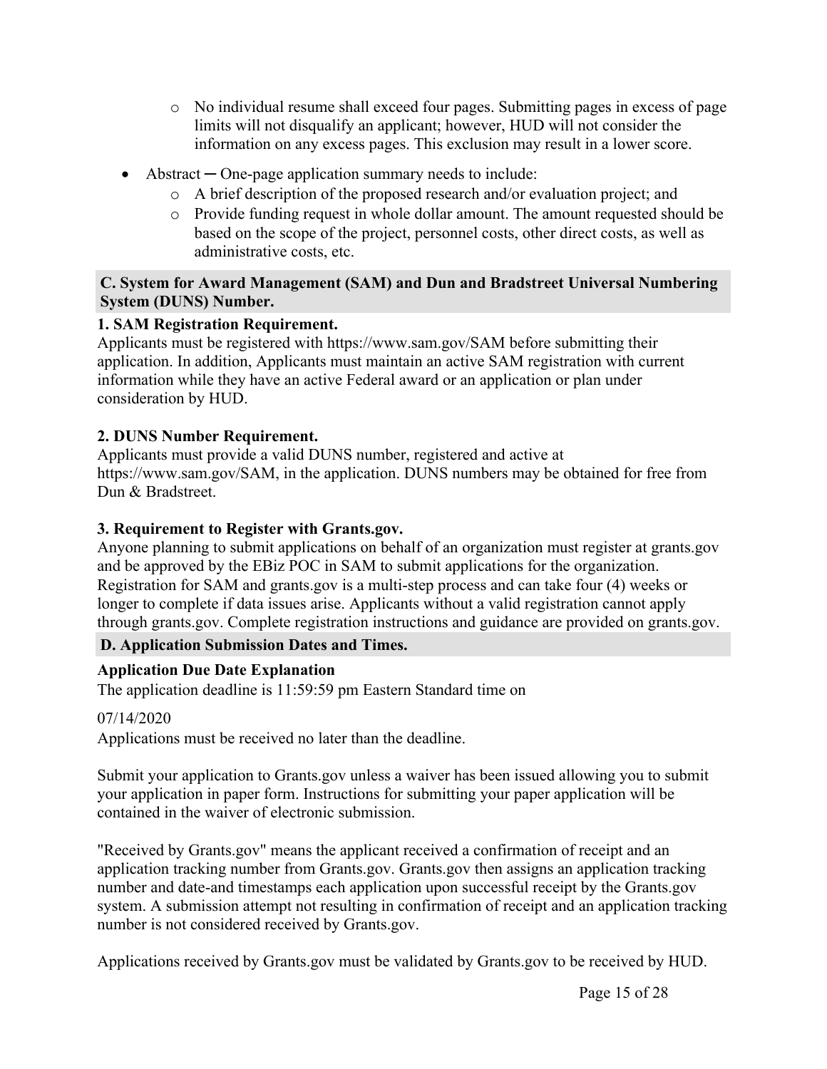- No individual resume shall exceed four pages. Submitting pages in excess of page limits will not disqualify an applicant; however, HUD will not consider the information on any excess pages. This exclusion may result in a lower score.

- Abstract ─ One-page application summary needs to include:
  - A brief description of the proposed research and/or evaluation project; and
  - Provide funding request in whole dollar amount. The amount requested should be based on the scope of the project, personnel costs, other direct costs, as well as administrative costs, etc.

## C. System for Award Management (SAM) and Dun and Bradstreet Universal Numbering System (DUNS) Number.

### 1. SAM Registration Requirement.

Applicants must be registered with https://www.sam.gov/SAM before submitting their application. In addition, Applicants must maintain an active SAM registration with current information while they have an active Federal award or an application or plan under consideration by HUD.

### 2. DUNS Number Requirement.

Applicants must provide a valid DUNS number, registered and active at https://www.sam.gov/SAM, in the application. DUNS numbers may be obtained for free from Dun & Bradstreet.

### 3. Requirement to Register with Grants.gov.

Anyone planning to submit applications on behalf of an organization must register at grants.gov and be approved by the EBiz POC in SAM to submit applications for the organization. Registration for SAM and grants.gov is a multi-step process and can take four (4) weeks or longer to complete if data issues arise. Applicants without a valid registration cannot apply through grants.gov. Complete registration instructions and guidance are provided on grants.gov.

## D. Application Submission Dates and Times.

**Application Due Date Explanation**

The application deadline is 11:59:59 pm Eastern Standard time on

07/14/2020

Applications must be received no later than the deadline.

Submit your application to Grants.gov unless a waiver has been issued allowing you to submit your application in paper form. Instructions for submitting your paper application will be contained in the waiver of electronic submission.

"Received by Grants.gov" means the applicant received a confirmation of receipt and an application tracking number from Grants.gov. Grants.gov then assigns an application tracking number and date-and timestamps each application upon successful receipt by the Grants.gov system. A submission attempt not resulting in confirmation of receipt and an application tracking number is not considered received by Grants.gov.

Applications received by Grants.gov must be validated by Grants.gov to be received by HUD.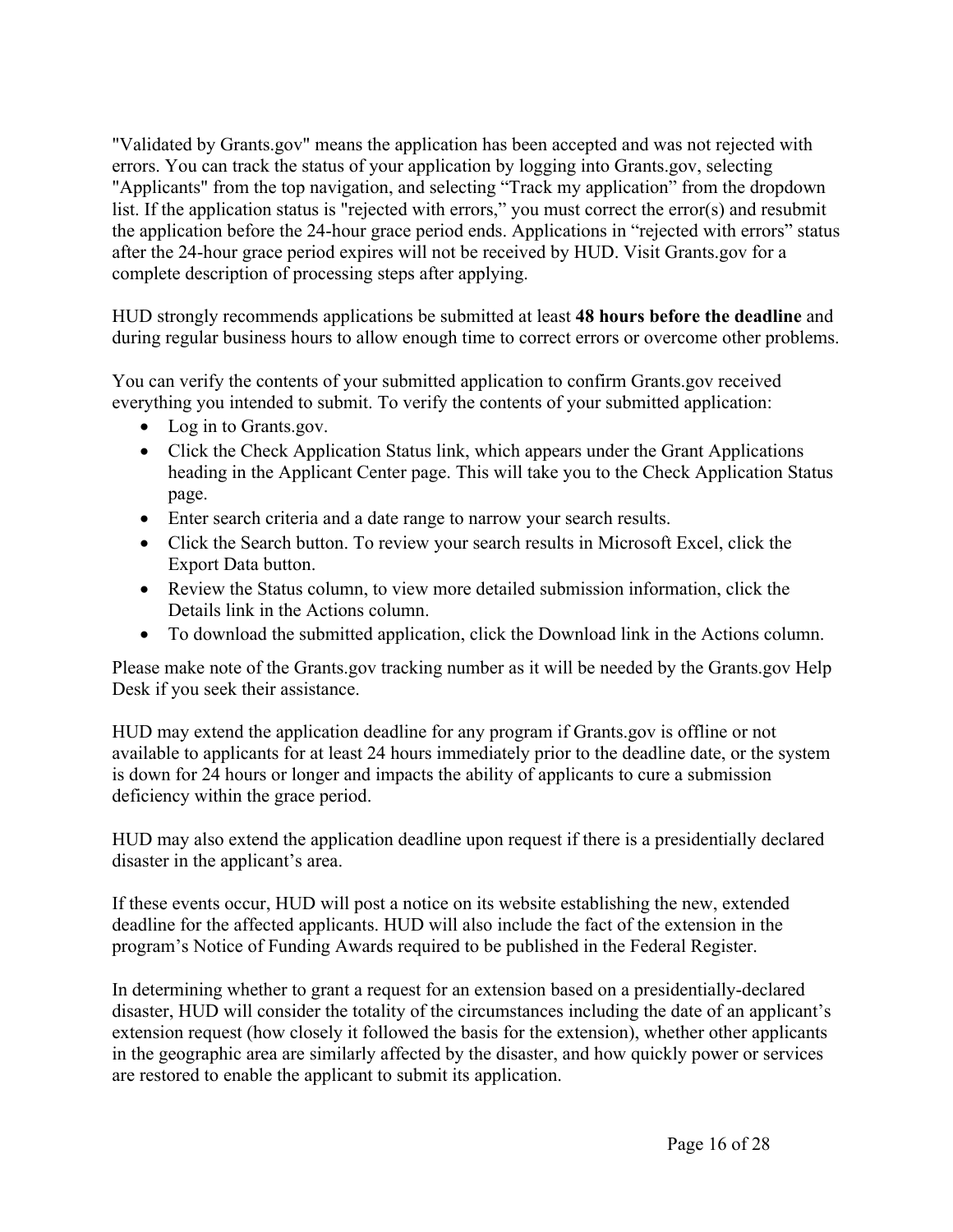"Validated by Grants.gov" means the application has been accepted and was not rejected with errors. You can track the status of your application by logging into Grants.gov, selecting "Applicants" from the top navigation, and selecting "Track my application" from the dropdown list. If the application status is "rejected with errors," you must correct the error(s) and resubmit the application before the 24-hour grace period ends. Applications in "rejected with errors" status after the 24-hour grace period expires will not be received by HUD. Visit Grants.gov for a complete description of processing steps after applying.

HUD strongly recommends applications be submitted at least **48 hours before the deadline** and during regular business hours to allow enough time to correct errors or overcome other problems.

You can verify the contents of your submitted application to confirm Grants.gov received everything you intended to submit. To verify the contents of your submitted application:

- Log in to Grants.gov.
- Click the Check Application Status link, which appears under the Grant Applications heading in the Applicant Center page. This will take you to the Check Application Status page.
- Enter search criteria and a date range to narrow your search results.
- Click the Search button. To review your search results in Microsoft Excel, click the Export Data button.
- Review the Status column, to view more detailed submission information, click the Details link in the Actions column.
- To download the submitted application, click the Download link in the Actions column.

Please make note of the Grants.gov tracking number as it will be needed by the Grants.gov Help Desk if you seek their assistance.

HUD may extend the application deadline for any program if Grants.gov is offline or not available to applicants for at least 24 hours immediately prior to the deadline date, or the system is down for 24 hours or longer and impacts the ability of applicants to cure a submission deficiency within the grace period.

HUD may also extend the application deadline upon request if there is a presidentially declared disaster in the applicant's area.

If these events occur, HUD will post a notice on its website establishing the new, extended deadline for the affected applicants. HUD will also include the fact of the extension in the program's Notice of Funding Awards required to be published in the Federal Register.

In determining whether to grant a request for an extension based on a presidentially-declared disaster, HUD will consider the totality of the circumstances including the date of an applicant's extension request (how closely it followed the basis for the extension), whether other applicants in the geographic area are similarly affected by the disaster, and how quickly power or services are restored to enable the applicant to submit its application.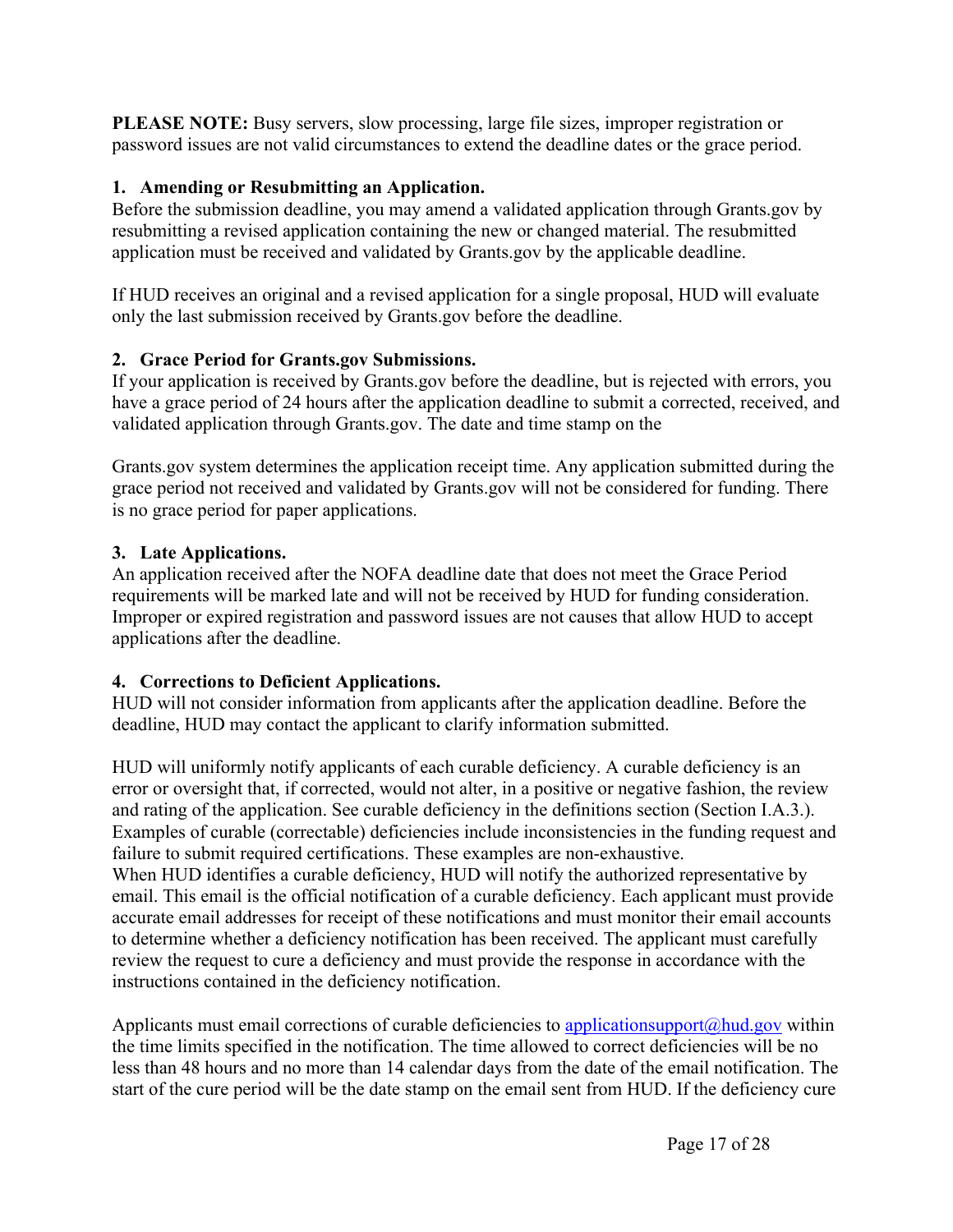**PLEASE NOTE:** Busy servers, slow processing, large file sizes, improper registration or password issues are not valid circumstances to extend the deadline dates or the grace period.

### 1. Amending or Resubmitting an Application.

Before the submission deadline, you may amend a validated application through Grants.gov by resubmitting a revised application containing the new or changed material. The resubmitted application must be received and validated by Grants.gov by the applicable deadline.

If HUD receives an original and a revised application for a single proposal, HUD will evaluate only the last submission received by Grants.gov before the deadline.

### 2. Grace Period for Grants.gov Submissions.

If your application is received by Grants.gov before the deadline, but is rejected with errors, you have a grace period of 24 hours after the application deadline to submit a corrected, received, and validated application through Grants.gov. The date and time stamp on the Grants.gov system determines the application receipt time. Any application submitted during the grace period not received and validated by Grants.gov will not be considered for funding. There is no grace period for paper applications.

### 3. Late Applications.

An application received after the NOFA deadline date that does not meet the Grace Period requirements will be marked late and will not be received by HUD for funding consideration. Improper or expired registration and password issues are not causes that allow HUD to accept applications after the deadline.

### 4. Corrections to Deficient Applications.

HUD will not consider information from applicants after the application deadline. Before the deadline, HUD may contact the applicant to clarify information submitted.

HUD will uniformly notify applicants of each curable deficiency. A curable deficiency is an error or oversight that, if corrected, would not alter, in a positive or negative fashion, the review and rating of the application. See curable deficiency in the definitions section (Section I.A.3.). Examples of curable (correctable) deficiencies include inconsistencies in the funding request and failure to submit required certifications. These examples are non-exhaustive.
When HUD identifies a curable deficiency, HUD will notify the authorized representative by email. This email is the official notification of a curable deficiency. Each applicant must provide accurate email addresses for receipt of these notifications and must monitor their email accounts to determine whether a deficiency notification has been received. The applicant must carefully review the request to cure a deficiency and must provide the response in accordance with the instructions contained in the deficiency notification.

Applicants must email corrections of curable deficiencies to applicationsupport@hud.gov within the time limits specified in the notification. The time allowed to correct deficiencies will be no less than 48 hours and no more than 14 calendar days from the date of the email notification. The start of the cure period will be the date stamp on the email sent from HUD. If the deficiency cure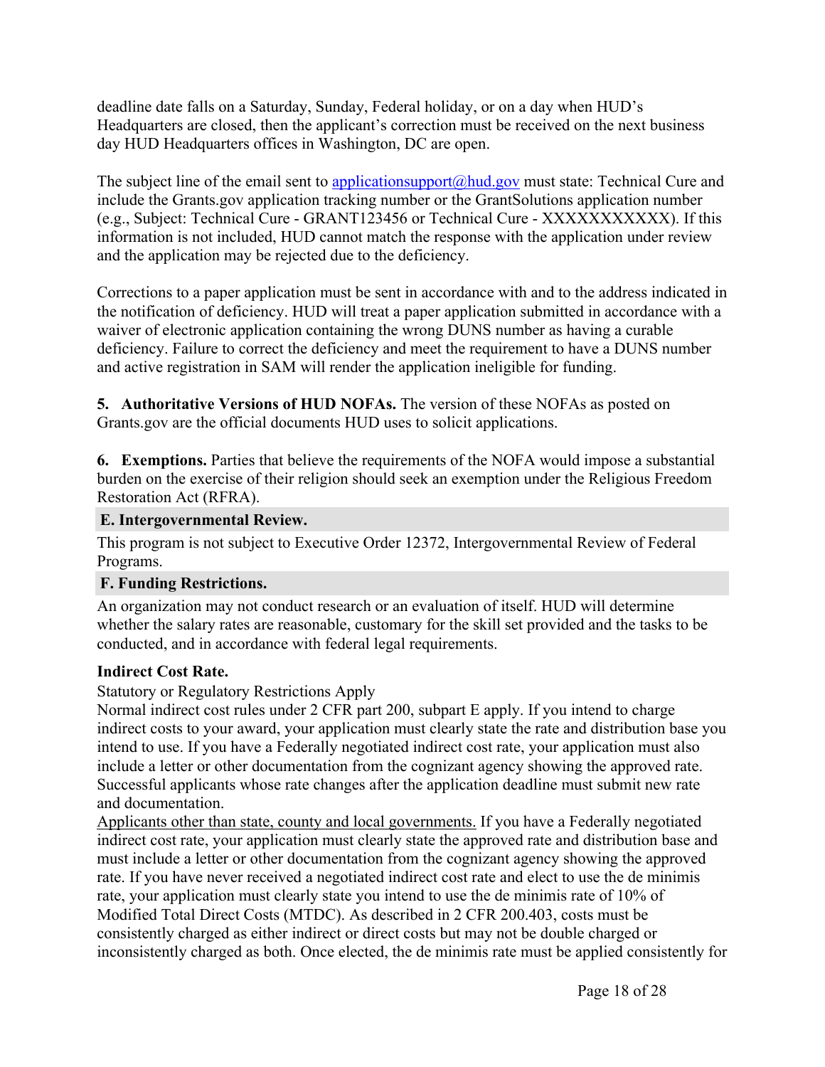deadline date falls on a Saturday, Sunday, Federal holiday, or on a day when HUD's Headquarters are closed, then the applicant's correction must be received on the next business day HUD Headquarters offices in Washington, DC are open.

The subject line of the email sent to applicationsupport@hud.gov must state: Technical Cure and include the Grants.gov application tracking number or the GrantSolutions application number (e.g., Subject: Technical Cure - GRANT123456 or Technical Cure - XXXXXXXXXXX). If this information is not included, HUD cannot match the response with the application under review and the application may be rejected due to the deficiency.

Corrections to a paper application must be sent in accordance with and to the address indicated in the notification of deficiency. HUD will treat a paper application submitted in accordance with a waiver of electronic application containing the wrong DUNS number as having a curable deficiency. Failure to correct the deficiency and meet the requirement to have a DUNS number and active registration in SAM will render the application ineligible for funding.

**5. Authoritative Versions of HUD NOFAs.** The version of these NOFAs as posted on Grants.gov are the official documents HUD uses to solicit applications.

**6. Exemptions.** Parties that believe the requirements of the NOFA would impose a substantial burden on the exercise of their religion should seek an exemption under the Religious Freedom Restoration Act (RFRA).

## E. Intergovernmental Review.

This program is not subject to Executive Order 12372, Intergovernmental Review of Federal Programs.

## F. Funding Restrictions.

An organization may not conduct research or an evaluation of itself. HUD will determine whether the salary rates are reasonable, customary for the skill set provided and the tasks to be conducted, and in accordance with federal legal requirements.

**Indirect Cost Rate.**

Statutory or Regulatory Restrictions Apply

Normal indirect cost rules under 2 CFR part 200, subpart E apply. If you intend to charge indirect costs to your award, your application must clearly state the rate and distribution base you intend to use. If you have a Federally negotiated indirect cost rate, your application must also include a letter or other documentation from the cognizant agency showing the approved rate. Successful applicants whose rate changes after the application deadline must submit new rate and documentation.

Applicants other than state, county and local governments. If you have a Federally negotiated indirect cost rate, your application must clearly state the approved rate and distribution base and must include a letter or other documentation from the cognizant agency showing the approved rate. If you have never received a negotiated indirect cost rate and elect to use the de minimis rate, your application must clearly state you intend to use the de minimis rate of 10% of Modified Total Direct Costs (MTDC). As described in 2 CFR 200.403, costs must be consistently charged as either indirect or direct costs but may not be double charged or inconsistently charged as both. Once elected, the de minimis rate must be applied consistently for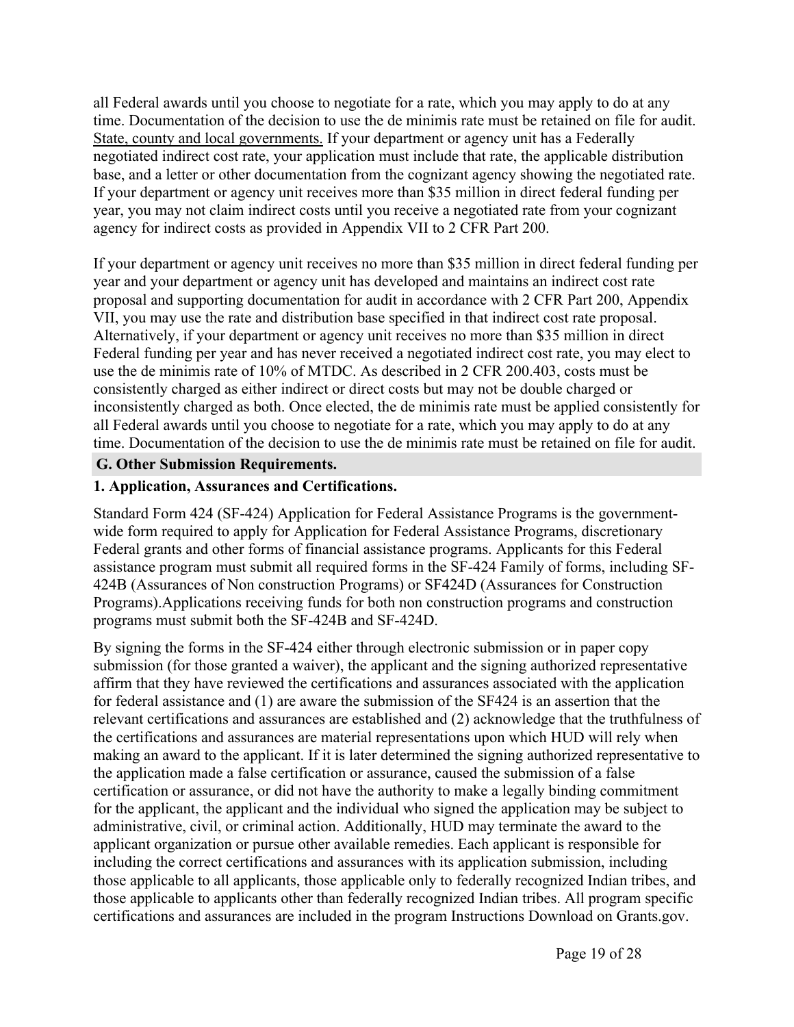all Federal awards until you choose to negotiate for a rate, which you may apply to do at any time. Documentation of the decision to use the de minimis rate must be retained on file for audit. State, county and local governments. If your department or agency unit has a Federally negotiated indirect cost rate, your application must include that rate, the applicable distribution base, and a letter or other documentation from the cognizant agency showing the negotiated rate. If your department or agency unit receives more than $35 million in direct federal funding per year, you may not claim indirect costs until you receive a negotiated rate from your cognizant agency for indirect costs as provided in Appendix VII to 2 CFR Part 200.

If your department or agency unit receives no more than $35 million in direct federal funding per year and your department or agency unit has developed and maintains an indirect cost rate proposal and supporting documentation for audit in accordance with 2 CFR Part 200, Appendix VII, you may use the rate and distribution base specified in that indirect cost rate proposal. Alternatively, if your department or agency unit receives no more than $35 million in direct Federal funding per year and has never received a negotiated indirect cost rate, you may elect to use the de minimis rate of 10% of MTDC. As described in 2 CFR 200.403, costs must be consistently charged as either indirect or direct costs but may not be double charged or inconsistently charged as both. Once elected, the de minimis rate must be applied consistently for all Federal awards until you choose to negotiate for a rate, which you may apply to do at any time. Documentation of the decision to use the de minimis rate must be retained on file for audit.

## G. Other Submission Requirements.

### 1. Application, Assurances and Certifications.

Standard Form 424 (SF-424) Application for Federal Assistance Programs is the government-wide form required to apply for Application for Federal Assistance Programs, discretionary Federal grants and other forms of financial assistance programs. Applicants for this Federal assistance program must submit all required forms in the SF-424 Family of forms, including SF-424B (Assurances of Non construction Programs) or SF424D (Assurances for Construction Programs).Applications receiving funds for both non construction programs and construction programs must submit both the SF-424B and SF-424D.

By signing the forms in the SF-424 either through electronic submission or in paper copy submission (for those granted a waiver), the applicant and the signing authorized representative affirm that they have reviewed the certifications and assurances associated with the application for federal assistance and (1) are aware the submission of the SF424 is an assertion that the relevant certifications and assurances are established and (2) acknowledge that the truthfulness of the certifications and assurances are material representations upon which HUD will rely when making an award to the applicant. If it is later determined the signing authorized representative to the application made a false certification or assurance, caused the submission of a false certification or assurance, or did not have the authority to make a legally binding commitment for the applicant, the applicant and the individual who signed the application may be subject to administrative, civil, or criminal action. Additionally, HUD may terminate the award to the applicant organization or pursue other available remedies. Each applicant is responsible for including the correct certifications and assurances with its application submission, including those applicable to all applicants, those applicable only to federally recognized Indian tribes, and those applicable to applicants other than federally recognized Indian tribes. All program specific certifications and assurances are included in the program Instructions Download on Grants.gov.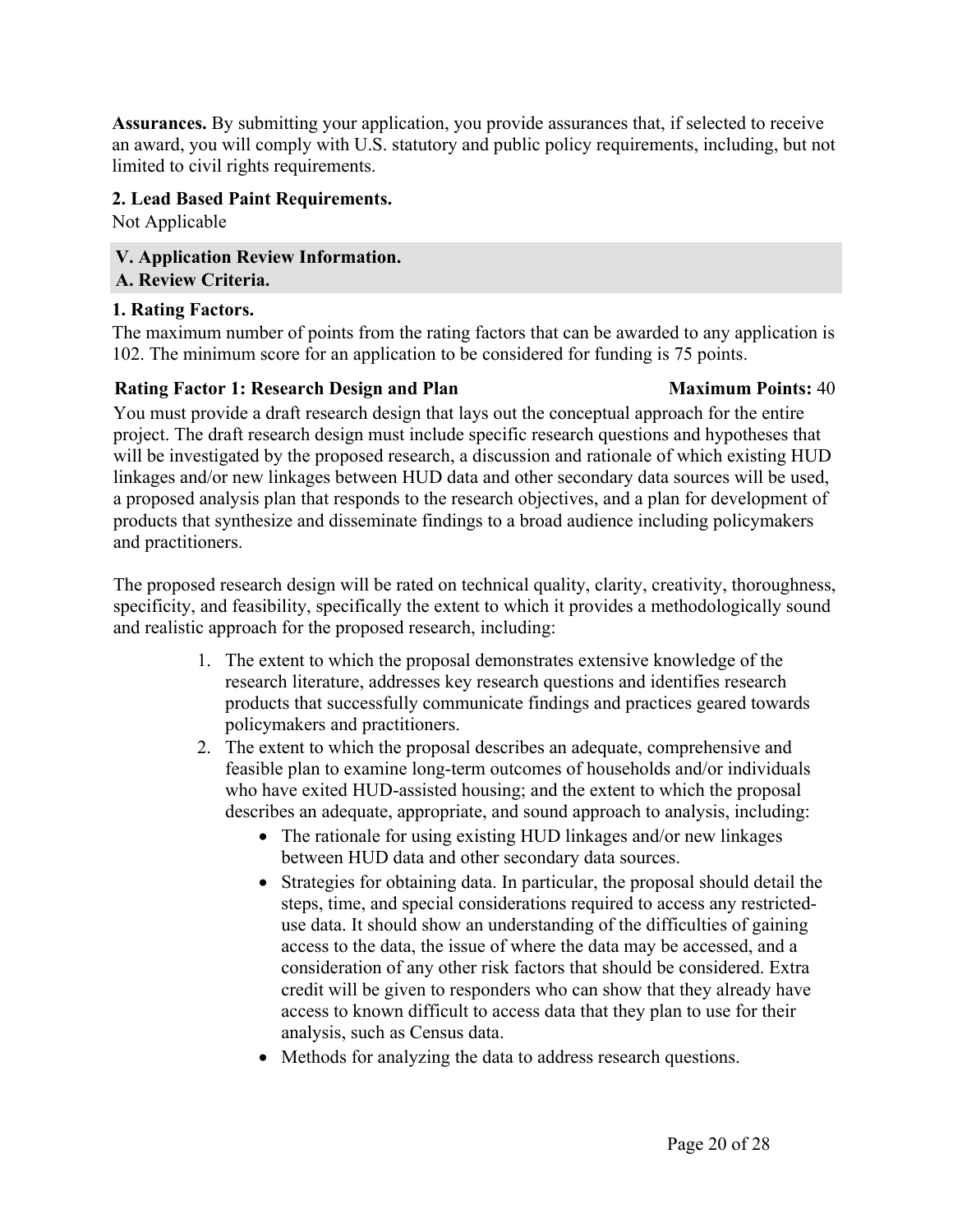**Assurances.** By submitting your application, you provide assurances that, if selected to receive an award, you will comply with U.S. statutory and public policy requirements, including, but not limited to civil rights requirements.

**2. Lead Based Paint Requirements.**

Not Applicable

## V. Application Review Information.

## A. Review Criteria.

**1. Rating Factors.**

The maximum number of points from the rating factors that can be awarded to any application is 102. The minimum score for an application to be considered for funding is 75 points.

**Rating Factor 1: Research Design and Plan** **Maximum Points:** 40

You must provide a draft research design that lays out the conceptual approach for the entire project. The draft research design must include specific research questions and hypotheses that will be investigated by the proposed research, a discussion and rationale of which existing HUD linkages and/or new linkages between HUD data and other secondary data sources will be used, a proposed analysis plan that responds to the research objectives, and a plan for development of products that synthesize and disseminate findings to a broad audience including policymakers and practitioners.

The proposed research design will be rated on technical quality, clarity, creativity, thoroughness, specificity, and feasibility, specifically the extent to which it provides a methodologically sound and realistic approach for the proposed research, including:

1. The extent to which the proposal demonstrates extensive knowledge of the research literature, addresses key research questions and identifies research products that successfully communicate findings and practices geared towards policymakers and practitioners.
2. The extent to which the proposal describes an adequate, comprehensive and feasible plan to examine long-term outcomes of households and/or individuals who have exited HUD-assisted housing; and the extent to which the proposal describes an adequate, appropriate, and sound approach to analysis, including:
    - The rationale for using existing HUD linkages and/or new linkages between HUD data and other secondary data sources.
    - Strategies for obtaining data. In particular, the proposal should detail the steps, time, and special considerations required to access any restricted-use data. It should show an understanding of the difficulties of gaining access to the data, the issue of where the data may be accessed, and a consideration of any other risk factors that should be considered. Extra credit will be given to responders who can show that they already have access to known difficult to access data that they plan to use for their analysis, such as Census data.
    - Methods for analyzing the data to address research questions.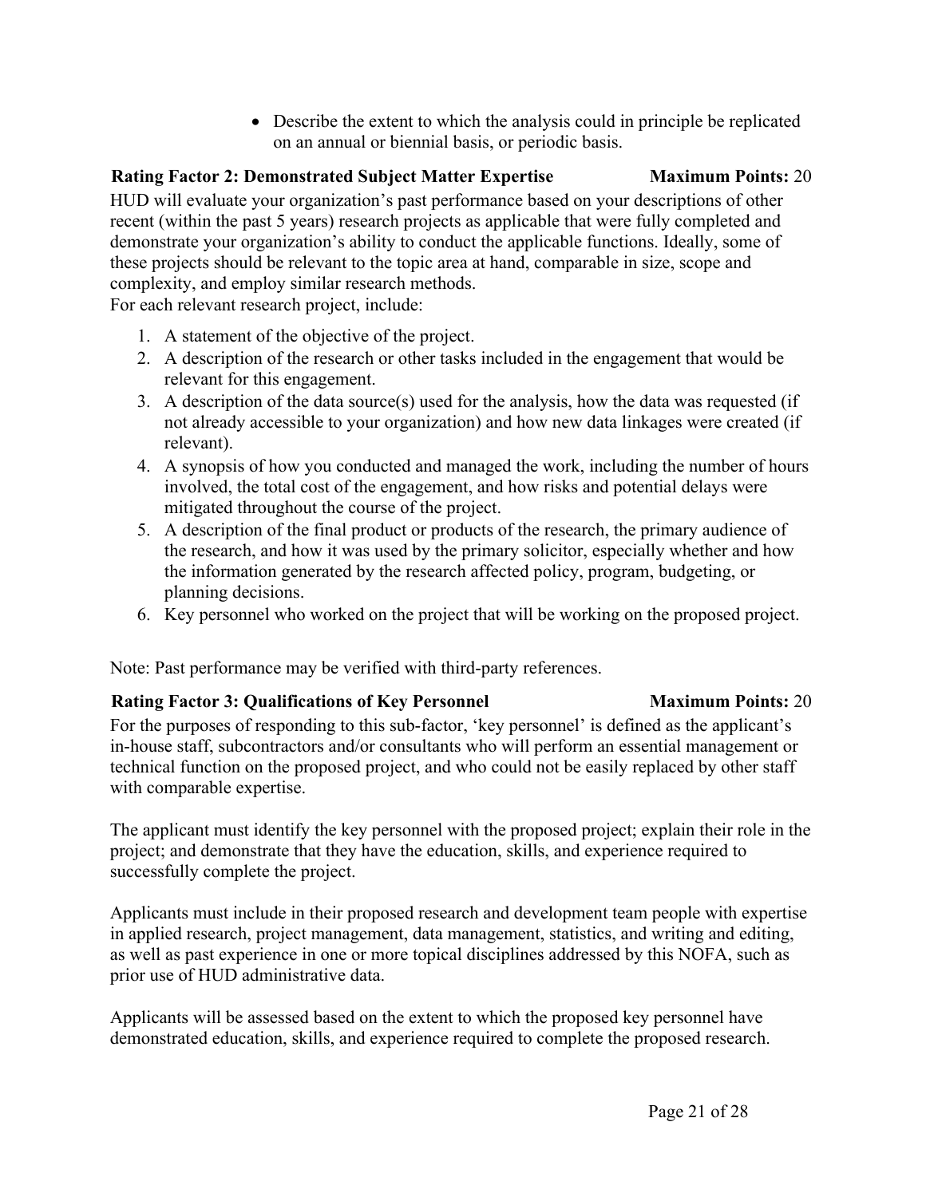- Describe the extent to which the analysis could in principle be replicated on an annual or biennial basis, or periodic basis.

**Rating Factor 2: Demonstrated Subject Matter Expertise** **Maximum Points:** 20

HUD will evaluate your organization's past performance based on your descriptions of other recent (within the past 5 years) research projects as applicable that were fully completed and demonstrate your organization's ability to conduct the applicable functions. Ideally, some of these projects should be relevant to the topic area at hand, comparable in size, scope and complexity, and employ similar research methods.

For each relevant research project, include:

1. A statement of the objective of the project.
2. A description of the research or other tasks included in the engagement that would be relevant for this engagement.
3. A description of the data source(s) used for the analysis, how the data was requested (if not already accessible to your organization) and how new data linkages were created (if relevant).
4. A synopsis of how you conducted and managed the work, including the number of hours involved, the total cost of the engagement, and how risks and potential delays were mitigated throughout the course of the project.
5. A description of the final product or products of the research, the primary audience of the research, and how it was used by the primary solicitor, especially whether and how the information generated by the research affected policy, program, budgeting, or planning decisions.
6. Key personnel who worked on the project that will be working on the proposed project.

Note: Past performance may be verified with third-party references.

**Rating Factor 3: Qualifications of Key Personnel** **Maximum Points:** 20

For the purposes of responding to this sub-factor, 'key personnel' is defined as the applicant's in-house staff, subcontractors and/or consultants who will perform an essential management or technical function on the proposed project, and who could not be easily replaced by other staff with comparable expertise.

The applicant must identify the key personnel with the proposed project; explain their role in the project; and demonstrate that they have the education, skills, and experience required to successfully complete the project.

Applicants must include in their proposed research and development team people with expertise in applied research, project management, data management, statistics, and writing and editing, as well as past experience in one or more topical disciplines addressed by this NOFA, such as prior use of HUD administrative data.

Applicants will be assessed based on the extent to which the proposed key personnel have demonstrated education, skills, and experience required to complete the proposed research.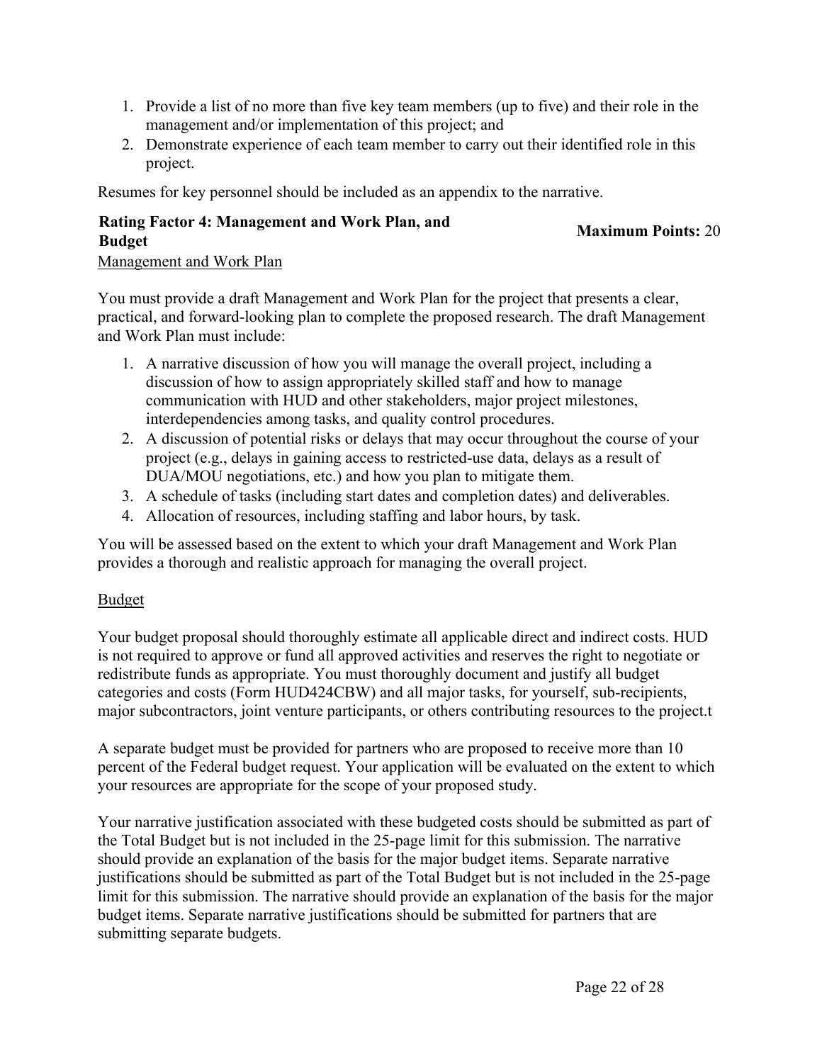1. Provide a list of no more than five key team members (up to five) and their role in the management and/or implementation of this project; and
2. Demonstrate experience of each team member to carry out their identified role in this project.

Resumes for key personnel should be included as an appendix to the narrative.

**Rating Factor 4: Management and Work Plan, and Budget** **Maximum Points:** 20

<u>Management and Work Plan</u>

You must provide a draft Management and Work Plan for the project that presents a clear, practical, and forward-looking plan to complete the proposed research. The draft Management and Work Plan must include:

1. A narrative discussion of how you will manage the overall project, including a discussion of how to assign appropriately skilled staff and how to manage communication with HUD and other stakeholders, major project milestones, interdependencies among tasks, and quality control procedures.
2. A discussion of potential risks or delays that may occur throughout the course of your project (e.g., delays in gaining access to restricted-use data, delays as a result of DUA/MOU negotiations, etc.) and how you plan to mitigate them.
3. A schedule of tasks (including start dates and completion dates) and deliverables.
4. Allocation of resources, including staffing and labor hours, by task.

You will be assessed based on the extent to which your draft Management and Work Plan provides a thorough and realistic approach for managing the overall project.

<u>Budget</u>

Your budget proposal should thoroughly estimate all applicable direct and indirect costs. HUD is not required to approve or fund all approved activities and reserves the right to negotiate or redistribute funds as appropriate. You must thoroughly document and justify all budget categories and costs (Form HUD424CBW) and all major tasks, for yourself, sub-recipients, major subcontractors, joint venture participants, or others contributing resources to the project.t

A separate budget must be provided for partners who are proposed to receive more than 10 percent of the Federal budget request. Your application will be evaluated on the extent to which your resources are appropriate for the scope of your proposed study.

Your narrative justification associated with these budgeted costs should be submitted as part of the Total Budget but is not included in the 25-page limit for this submission. The narrative should provide an explanation of the basis for the major budget items. Separate narrative justifications should be submitted as part of the Total Budget but is not included in the 25-page limit for this submission. The narrative should provide an explanation of the basis for the major budget items. Separate narrative justifications should be submitted for partners that are submitting separate budgets.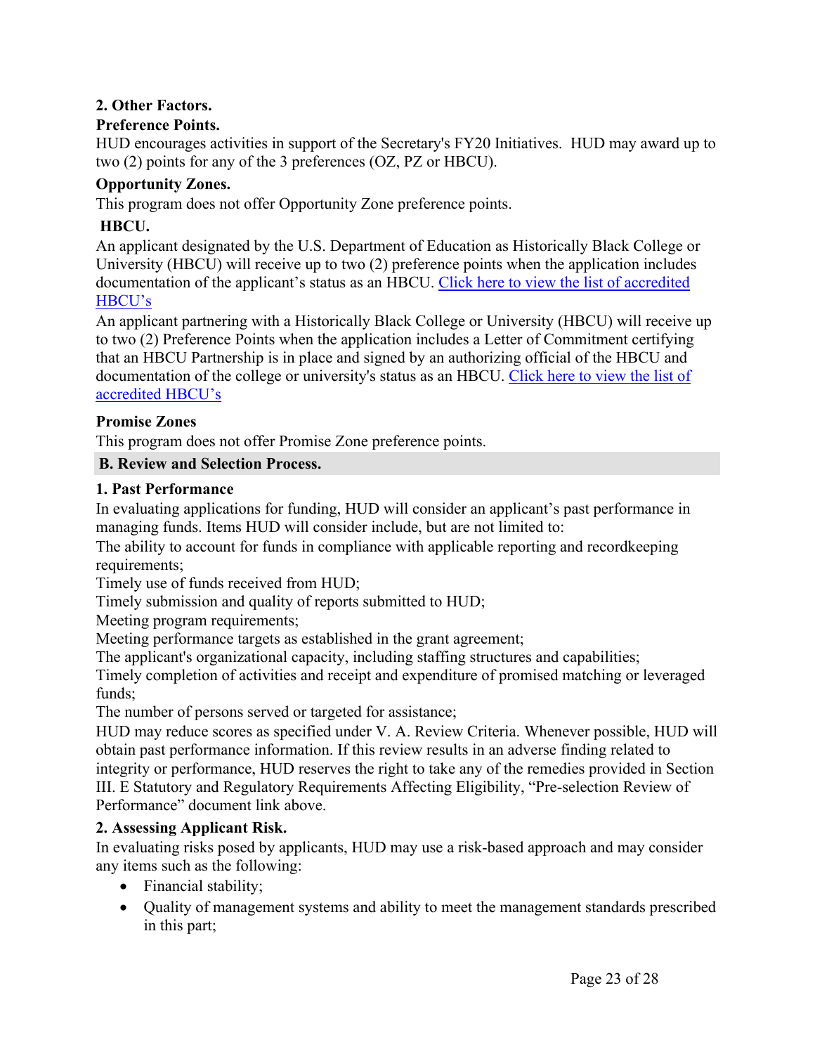**2. Other Factors.**

**Preference Points.**

HUD encourages activities in support of the Secretary's FY20 Initiatives. HUD may award up to two (2) points for any of the 3 preferences (OZ, PZ or HBCU).

**Opportunity Zones.**

This program does not offer Opportunity Zone preference points.

**HBCU.**

An applicant designated by the U.S. Department of Education as Historically Black College or University (HBCU) will receive up to two (2) preference points when the application includes documentation of the applicant's status as an HBCU. Click here to view the list of accredited HBCU's

An applicant partnering with a Historically Black College or University (HBCU) will receive up to two (2) Preference Points when the application includes a Letter of Commitment certifying that an HBCU Partnership is in place and signed by an authorizing official of the HBCU and documentation of the college or university's status as an HBCU. Click here to view the list of accredited HBCU's

**Promise Zones**

This program does not offer Promise Zone preference points.

## B. Review and Selection Process.

**1. Past Performance**

In evaluating applications for funding, HUD will consider an applicant's past performance in managing funds. Items HUD will consider include, but are not limited to:

The ability to account for funds in compliance with applicable reporting and recordkeeping requirements;

Timely use of funds received from HUD;

Timely submission and quality of reports submitted to HUD;

Meeting program requirements;

Meeting performance targets as established in the grant agreement;

The applicant's organizational capacity, including staffing structures and capabilities;

Timely completion of activities and receipt and expenditure of promised matching or leveraged funds;

The number of persons served or targeted for assistance;

HUD may reduce scores as specified under V. A. Review Criteria. Whenever possible, HUD will obtain past performance information. If this review results in an adverse finding related to integrity or performance, HUD reserves the right to take any of the remedies provided in Section III. E Statutory and Regulatory Requirements Affecting Eligibility, "Pre-selection Review of Performance" document link above.

**2. Assessing Applicant Risk.**

In evaluating risks posed by applicants, HUD may use a risk-based approach and may consider any items such as the following:

- Financial stability;
- Quality of management systems and ability to meet the management standards prescribed in this part;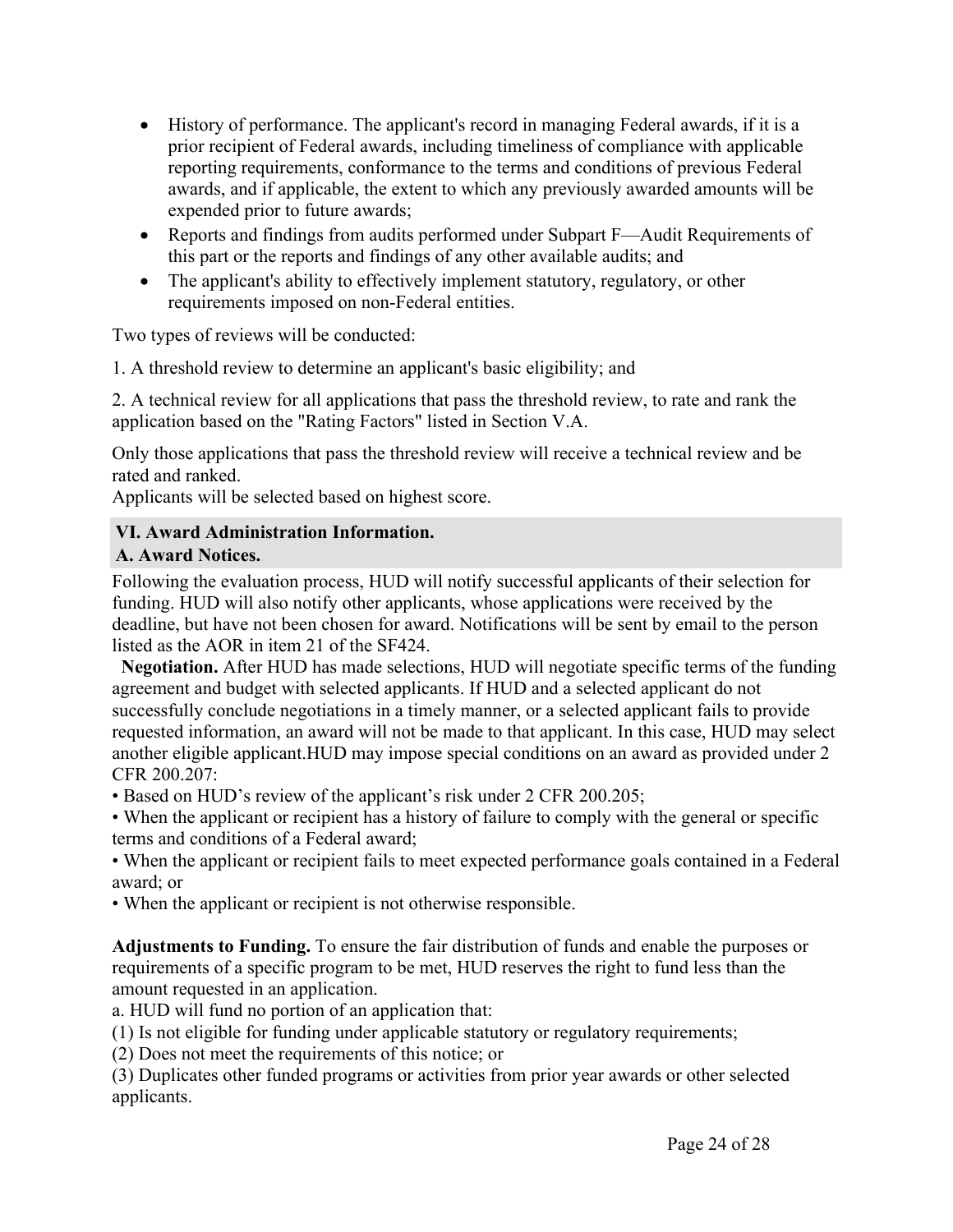- History of performance. The applicant's record in managing Federal awards, if it is a prior recipient of Federal awards, including timeliness of compliance with applicable reporting requirements, conformance to the terms and conditions of previous Federal awards, and if applicable, the extent to which any previously awarded amounts will be expended prior to future awards;
- Reports and findings from audits performed under Subpart F—Audit Requirements of this part or the reports and findings of any other available audits; and
- The applicant's ability to effectively implement statutory, regulatory, or other requirements imposed on non-Federal entities.

Two types of reviews will be conducted:

1. A threshold review to determine an applicant's basic eligibility; and

2. A technical review for all applications that pass the threshold review, to rate and rank the application based on the "Rating Factors" listed in Section V.A.

Only those applications that pass the threshold review will receive a technical review and be rated and ranked.
Applicants will be selected based on highest score.

## VI. Award Administration Information.

### A. Award Notices.

Following the evaluation process, HUD will notify successful applicants of their selection for funding. HUD will also notify other applicants, whose applications were received by the deadline, but have not been chosen for award. Notifications will be sent by email to the person listed as the AOR in item 21 of the SF424.

**Negotiation.** After HUD has made selections, HUD will negotiate specific terms of the funding agreement and budget with selected applicants. If HUD and a selected applicant do not successfully conclude negotiations in a timely manner, or a selected applicant fails to provide requested information, an award will not be made to that applicant. In this case, HUD may select another eligible applicant.HUD may impose special conditions on an award as provided under 2 CFR 200.207:

- Based on HUD’s review of the applicant’s risk under 2 CFR 200.205;
- When the applicant or recipient has a history of failure to comply with the general or specific terms and conditions of a Federal award;
- When the applicant or recipient fails to meet expected performance goals contained in a Federal award; or
- When the applicant or recipient is not otherwise responsible.

**Adjustments to Funding.** To ensure the fair distribution of funds and enable the purposes or requirements of a specific program to be met, HUD reserves the right to fund less than the amount requested in an application.

a. HUD will fund no portion of an application that:

(1) Is not eligible for funding under applicable statutory or regulatory requirements;

(2) Does not meet the requirements of this notice; or

(3) Duplicates other funded programs or activities from prior year awards or other selected applicants.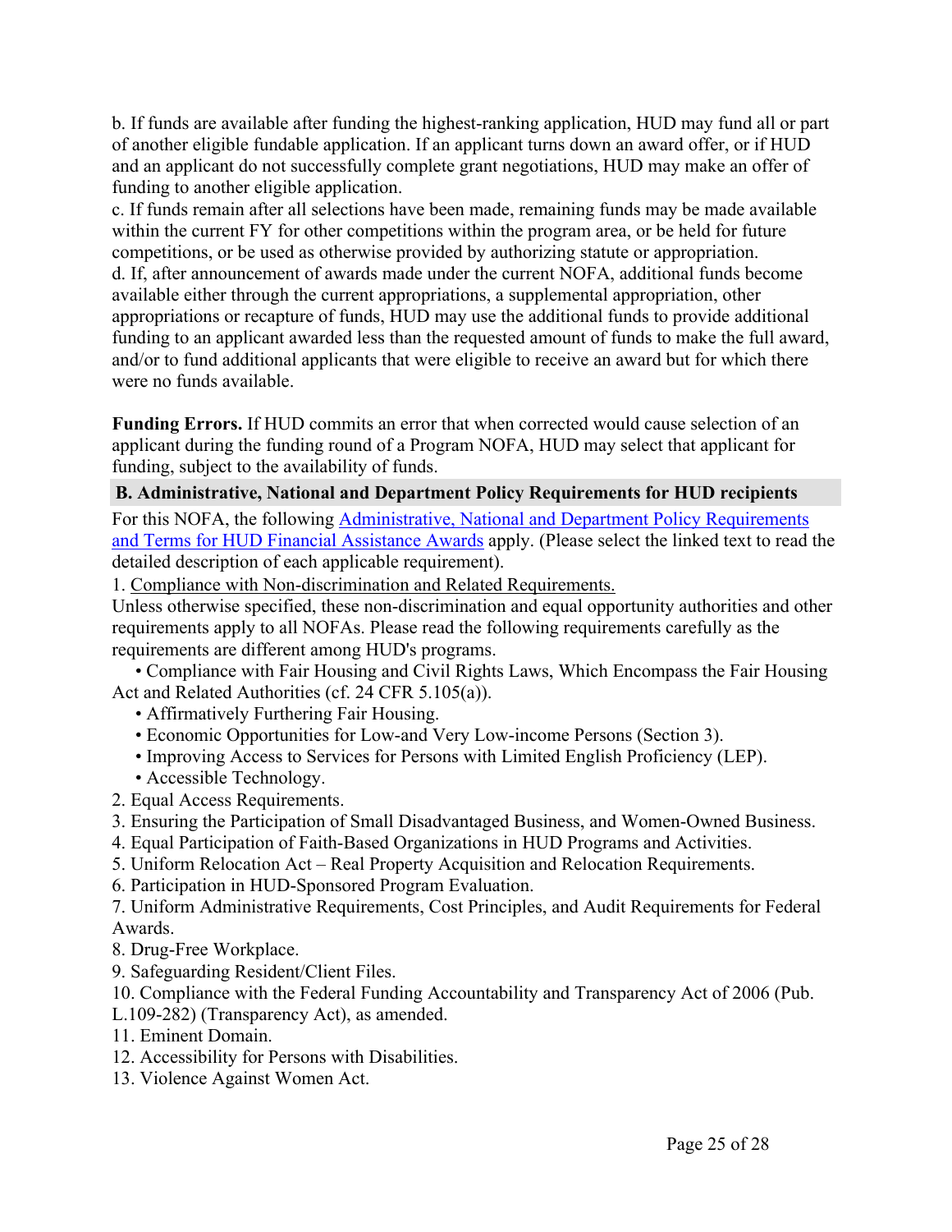b. If funds are available after funding the highest-ranking application, HUD may fund all or part of another eligible fundable application. If an applicant turns down an award offer, or if HUD and an applicant do not successfully complete grant negotiations, HUD may make an offer of funding to another eligible application.
c. If funds remain after all selections have been made, remaining funds may be made available within the current FY for other competitions within the program area, or be held for future competitions, or be used as otherwise provided by authorizing statute or appropriation.
d. If, after announcement of awards made under the current NOFA, additional funds become available either through the current appropriations, a supplemental appropriation, other appropriations or recapture of funds, HUD may use the additional funds to provide additional funding to an applicant awarded less than the requested amount of funds to make the full award, and/or to fund additional applicants that were eligible to receive an award but for which there were no funds available.

**Funding Errors.** If HUD commits an error that when corrected would cause selection of an applicant during the funding round of a Program NOFA, HUD may select that applicant for funding, subject to the availability of funds.

### B. Administrative, National and Department Policy Requirements for HUD recipients

For this NOFA, the following [Administrative, National and Department Policy Requirements and Terms for HUD Financial Assistance Awards]() apply. (Please select the linked text to read the detailed description of each applicable requirement).

1. Compliance with Non-discrimination and Related Requirements.

Unless otherwise specified, these non-discrimination and equal opportunity authorities and other requirements apply to all NOFAs. Please read the following requirements carefully as the requirements are different among HUD's programs.

- Compliance with Fair Housing and Civil Rights Laws, Which Encompass the Fair Housing Act and Related Authorities (cf. 24 CFR 5.105(a)).
- Affirmatively Furthering Fair Housing.
- Economic Opportunities for Low-and Very Low-income Persons (Section 3).
- Improving Access to Services for Persons with Limited English Proficiency (LEP).
- Accessible Technology.

2. Equal Access Requirements.
3. Ensuring the Participation of Small Disadvantaged Business, and Women-Owned Business.
4. Equal Participation of Faith-Based Organizations in HUD Programs and Activities.
5. Uniform Relocation Act – Real Property Acquisition and Relocation Requirements.
6. Participation in HUD-Sponsored Program Evaluation.
7. Uniform Administrative Requirements, Cost Principles, and Audit Requirements for Federal Awards.
8. Drug-Free Workplace.
9. Safeguarding Resident/Client Files.
10. Compliance with the Federal Funding Accountability and Transparency Act of 2006 (Pub. L.109-282) (Transparency Act), as amended.
11. Eminent Domain.
12. Accessibility for Persons with Disabilities.
13. Violence Against Women Act.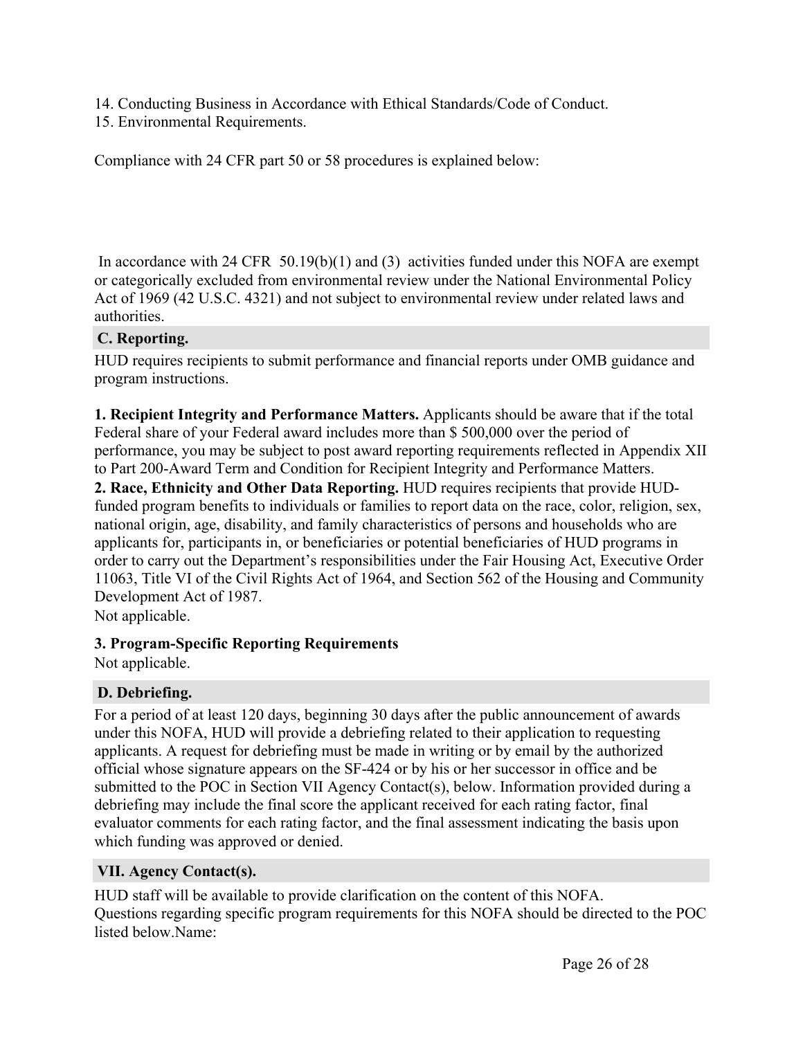14. Conducting Business in Accordance with Ethical Standards/Code of Conduct.
15. Environmental Requirements.

Compliance with 24 CFR part 50 or 58 procedures is explained below:

In accordance with 24 CFR 50.19(b)(1) and (3) activities funded under this NOFA are exempt or categorically excluded from environmental review under the National Environmental Policy Act of 1969 (42 U.S.C. 4321) and not subject to environmental review under related laws and authorities.

### C. Reporting.

HUD requires recipients to submit performance and financial reports under OMB guidance and program instructions.

**1. Recipient Integrity and Performance Matters.** Applicants should be aware that if the total Federal share of your Federal award includes more than $ 500,000 over the period of performance, you may be subject to post award reporting requirements reflected in Appendix XII to Part 200-Award Term and Condition for Recipient Integrity and Performance Matters.

**2. Race, Ethnicity and Other Data Reporting.** HUD requires recipients that provide HUD-funded program benefits to individuals or families to report data on the race, color, religion, sex, national origin, age, disability, and family characteristics of persons and households who are applicants for, participants in, or beneficiaries or potential beneficiaries of HUD programs in order to carry out the Department's responsibilities under the Fair Housing Act, Executive Order 11063, Title VI of the Civil Rights Act of 1964, and Section 562 of the Housing and Community Development Act of 1987.
Not applicable.

**3. Program-Specific Reporting Requirements**
Not applicable.

### D. Debriefing.

For a period of at least 120 days, beginning 30 days after the public announcement of awards under this NOFA, HUD will provide a debriefing related to their application to requesting applicants. A request for debriefing must be made in writing or by email by the authorized official whose signature appears on the SF-424 or by his or her successor in office and be submitted to the POC in Section VII Agency Contact(s), below. Information provided during a debriefing may include the final score the applicant received for each rating factor, final evaluator comments for each rating factor, and the final assessment indicating the basis upon which funding was approved or denied.

## VII. Agency Contact(s).

HUD staff will be available to provide clarification on the content of this NOFA.
Questions regarding specific program requirements for this NOFA should be directed to the POC listed below.Name: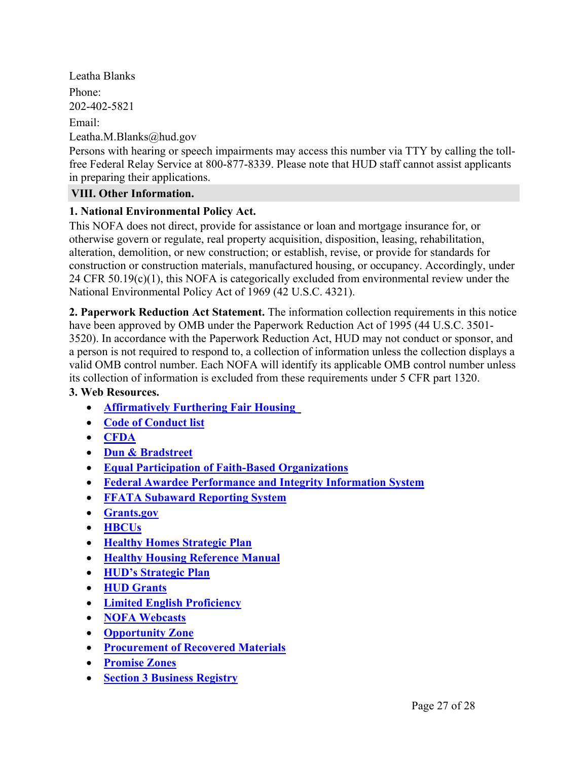Leatha Blanks

Phone:

202-402-5821

Email:

Leatha.M.Blanks@hud.gov

Persons with hearing or speech impairments may access this number via TTY by calling the toll-free Federal Relay Service at 800-877-8339. Please note that HUD staff cannot assist applicants in preparing their applications.

## VIII. Other Information.

**1. National Environmental Policy Act.**

This NOFA does not direct, provide for assistance or loan and mortgage insurance for, or otherwise govern or regulate, real property acquisition, disposition, leasing, rehabilitation, alteration, demolition, or new construction; or establish, revise, or provide for standards for construction or construction materials, manufactured housing, or occupancy. Accordingly, under 24 CFR 50.19(c)(1), this NOFA is categorically excluded from environmental review under the National Environmental Policy Act of 1969 (42 U.S.C. 4321).

**2. Paperwork Reduction Act Statement.** The information collection requirements in this notice have been approved by OMB under the Paperwork Reduction Act of 1995 (44 U.S.C. 3501-3520). In accordance with the Paperwork Reduction Act, HUD may not conduct or sponsor, and a person is not required to respond to, a collection of information unless the collection displays a valid OMB control number. Each NOFA will identify its applicable OMB control number unless its collection of information is excluded from these requirements under 5 CFR part 1320.

**3. Web Resources.**

- **Affirmatively Furthering Fair Housing**
- **Code of Conduct list**
- **CFDA**
- **Dun & Bradstreet**
- **Equal Participation of Faith-Based Organizations**
- **Federal Awardee Performance and Integrity Information System**
- **FFATA Subaward Reporting System**
- **Grants.gov**
- **HBCUs**
- **Healthy Homes Strategic Plan**
- **Healthy Housing Reference Manual**
- **HUD's Strategic Plan**
- **HUD Grants**
- **Limited English Proficiency**
- **NOFA Webcasts**
- **Opportunity Zone**
- **Procurement of Recovered Materials**
- **Promise Zones**
- **Section 3 Business Registry**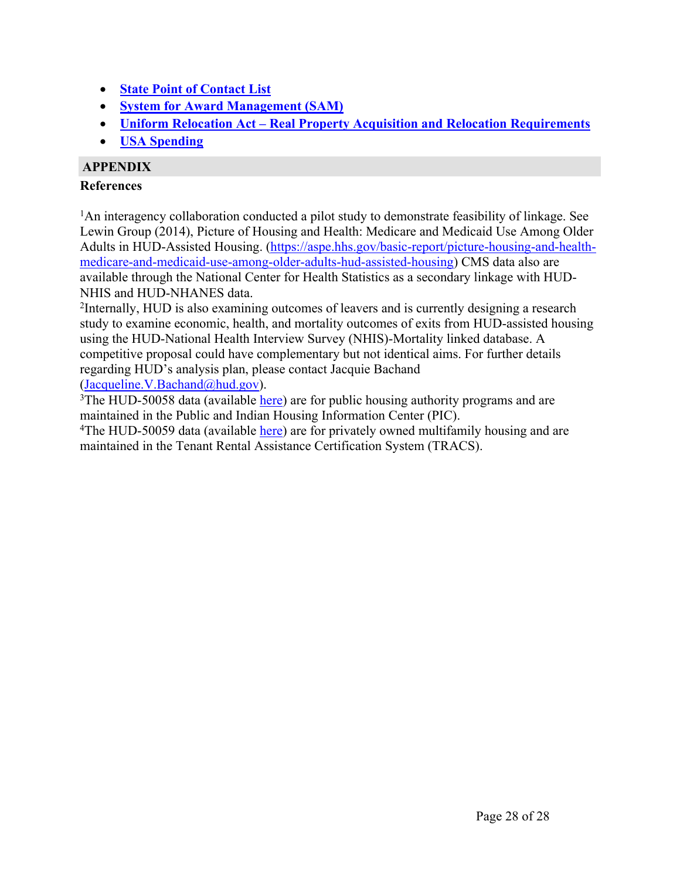- **State Point of Contact List**
- **System for Award Management (SAM)**
- **Uniform Relocation Act – Real Property Acquisition and Relocation Requirements**
- **USA Spending**

## APPENDIX

### References

[1]An interagency collaboration conducted a pilot study to demonstrate feasibility of linkage. See Lewin Group (2014), Picture of Housing and Health: Medicare and Medicaid Use Among Older Adults in HUD-Assisted Housing. (https://aspe.hhs.gov/basic-report/picture-housing-and-health-medicare-and-medicaid-use-among-older-adults-hud-assisted-housing) CMS data also are available through the National Center for Health Statistics as a secondary linkage with HUD-NHIS and HUD-NHANES data.

[2]Internally, HUD is also examining outcomes of leavers and is currently designing a research study to examine economic, health, and mortality outcomes of exits from HUD-assisted housing using the HUD-National Health Interview Survey (NHIS)-Mortality linked database. A competitive proposal could have complementary but not identical aims. For further details regarding HUD's analysis plan, please contact Jacquie Bachand (Jacqueline.V.Bachand@hud.gov).

[3]The HUD-50058 data (available here) are for public housing authority programs and are maintained in the Public and Indian Housing Information Center (PIC).

[4]The HUD-50059 data (available here) are for privately owned multifamily housing and are maintained in the Tenant Rental Assistance Certification System (TRACS).